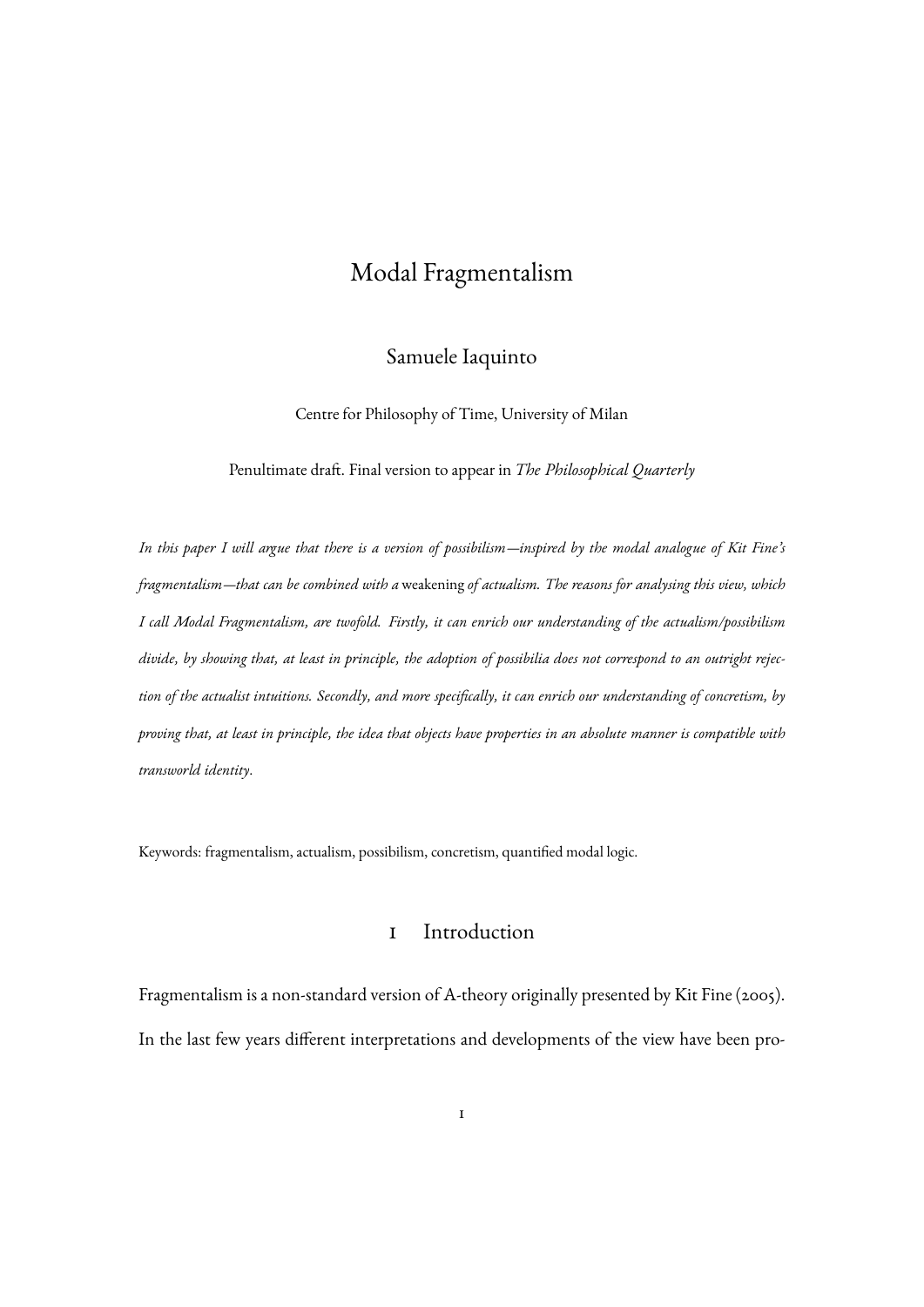# Modal Fragmentalism

Samuele Iaquinto

Centre for Philosophy of Time, University of Milan

Penultimate draft. Final version to appear in *The Philosophical Quarterly*

*In this paper I will argue that there is a version of possibilism—inspired by the modal analogue of Kit Fine's fragmentalism—that can be combined with a* weakening *of actualism. The reasons for analysing this view, which I call Modal Fragmentalism, are twofold. Firstly, it can enrich our understanding of the actualism/possibilism divide, by showing that, at least in principle, the adoption of possibilia does not correspond to an outright rejection of the actualist intuitions. Secondly, and more specifically, it can enrich our understanding of concretism, by proving that, at least in principle, the idea that objects have properties in an absolute manner is compatible with transworld identity.*

Keywords: fragmentalism, actualism, possibilism, concretism, quantified modal logic.

## 1 Introduction

Fragmentalism is a non-standard version of A-theory originally presented by Kit Fine (2005). In the last few years different interpretations and developments of the view have been pro-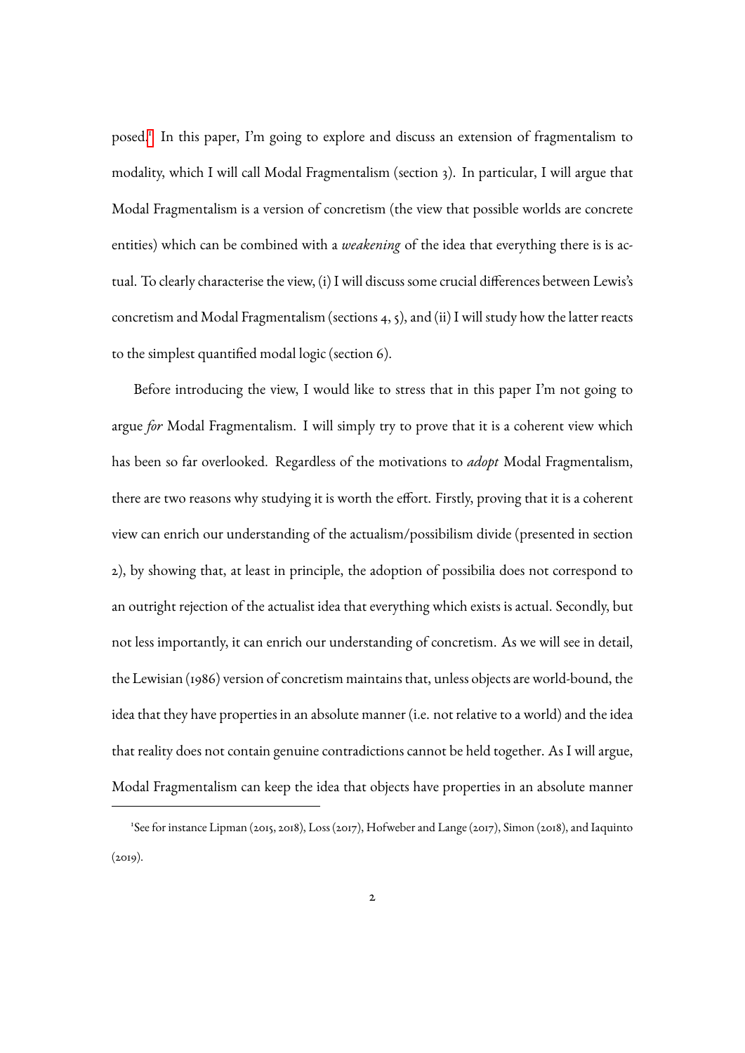posed.[1] In this paper, I'm going to explore and discuss an extension of fragmentalism to modality, which I will call Modal Fragmentalism (section 3). In particular, I will argue that Modal Fragmentalism is a version of concretism (the view that possible worlds are concrete entities) which can be combined with a *weakening* of the idea that everything there is is actual. To clearly characterise the view, (i) I will discuss some crucial differences between Lewis's concretism and Modal Fragmentalism (sections 4, 5), and (ii) I will study how the latter reacts to the simplest quantified modal logic (section 6).

Before introducing the view, I would like to stress that in this paper I'm not going to argue *for* Modal Fragmentalism. I will simply try to prove that it is a coherent view which has been so far overlooked. Regardless of the motivations to *adopt* Modal Fragmentalism, there are two reasons why studying it is worth the effort. Firstly, proving that it is a coherent view can enrich our understanding of the actualism/possibilism divide (presented in section 2), by showing that, at least in principle, the adoption of possibilia does not correspond to an outright rejection of the actualist idea that everything which exists is actual. Secondly, but not less importantly, it can enrich our understanding of concretism. As we will see in detail, the Lewisian (1986) version of concretism maintains that, unless objects are world-bound, the idea that they have properties in an absolute manner (i.e. not relative to a world) and the idea that reality does not contain genuine contradictions cannot be held together. As I will argue, Modal Fragmentalism can keep the idea that objects have properties in an absolute manner

[1] See for instance Lipman (2015, 2018), Loss (2017), Hofweber and Lange (2017), Simon (2018), and Iaquinto (2019).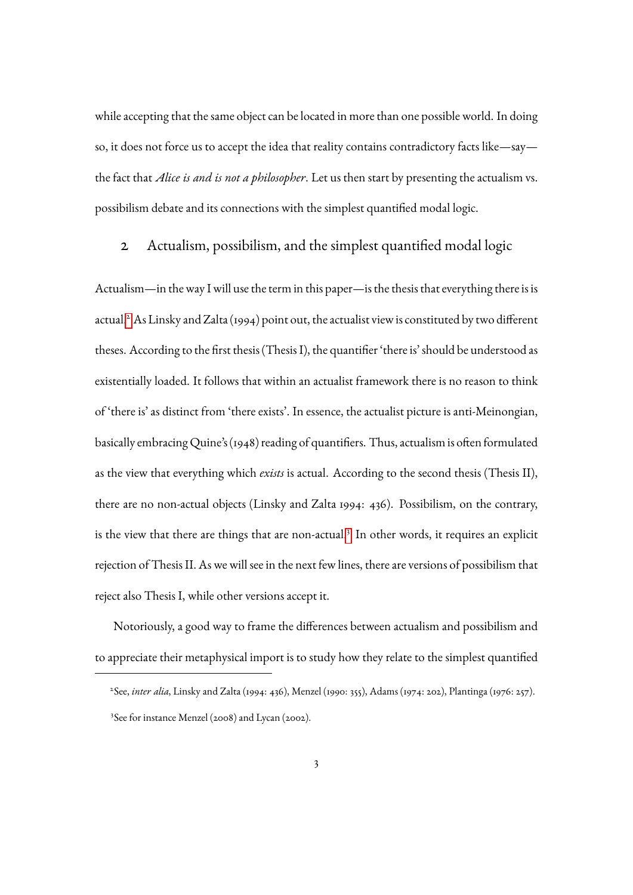while accepting that the same object can be located in more than one possible world. In doing so, it does not force us to accept the idea that reality contains contradictory facts like—say—the fact that *Alice is and is not a philosopher*. Let us then start by presenting the actualism vs. possibilism debate and its connections with the simplest quantified modal logic.

## 2 Actualism, possibilism, and the simplest quantified modal logic

Actualism—in the way I will use the term in this paper—is the thesis that everything there is is actual.[2] As Linsky and Zalta (1994) point out, the actualist view is constituted by two different theses. According to the first thesis (Thesis I), the quantifier 'there is' should be understood as existentially loaded. It follows that within an actualist framework there is no reason to think of 'there is' as distinct from 'there exists'. In essence, the actualist picture is anti-Meinongian, basically embracing Quine's (1948) reading of quantifiers. Thus, actualism is often formulated as the view that everything which *exists* is actual. According to the second thesis (Thesis II), there are no non-actual objects (Linsky and Zalta 1994: 436). Possibilism, on the contrary, is the view that there are things that are non-actual.[3] In other words, it requires an explicit rejection of Thesis II. As we will see in the next few lines, there are versions of possibilism that reject also Thesis I, while other versions accept it.

Notoriously, a good way to frame the differences between actualism and possibilism and to appreciate their metaphysical import is to study how they relate to the simplest quantified

[2] See, *inter alia*, Linsky and Zalta (1994: 436), Menzel (1990: 355), Adams (1974: 202), Plantinga (1976: 257).

[3] See for instance Menzel (2008) and Lycan (2002).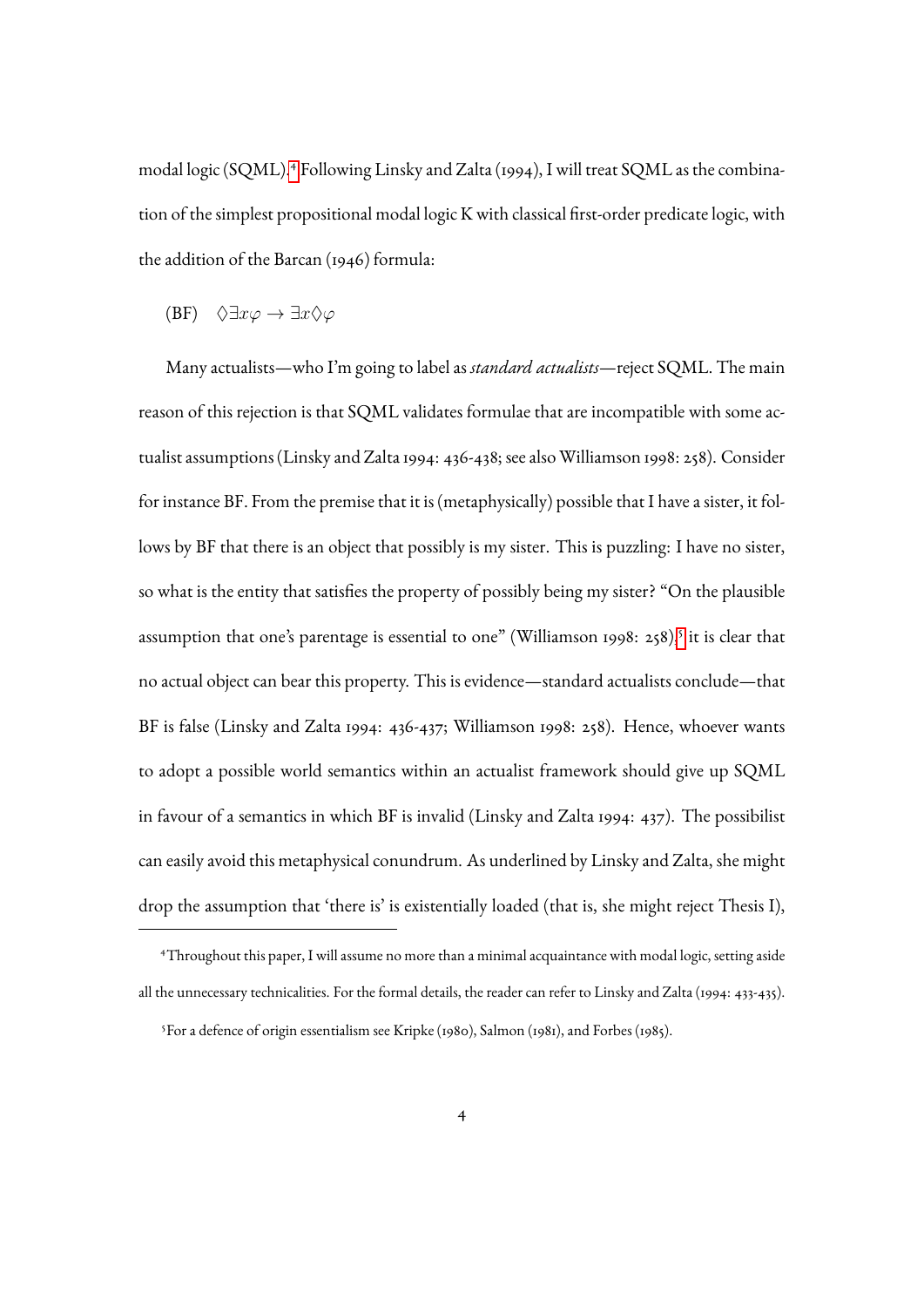modal logic (SQML).[4] Following Linsky and Zalta (1994), I will treat SQML as the combination of the simplest propositional modal logic K with classical first-order predicate logic, with the addition of the Barcan (1946) formula:

(BF) $\Diamond\exists x\varphi \rightarrow \exists x\Diamond\varphi$

Many actualists—who I'm going to label as *standard actualists*—reject SQML. The main reason of this rejection is that SQML validates formulae that are incompatible with some actualist assumptions (Linsky and Zalta 1994: 436-438; see also Williamson 1998: 258). Consider for instance BF. From the premise that it is (metaphysically) possible that I have a sister, it follows by BF that there is an object that possibly is my sister. This is puzzling: I have no sister, so what is the entity that satisfies the property of possibly being my sister? "On the plausible assumption that one's parentage is essential to one" (Williamson 1998: 258),[5] it is clear that no actual object can bear this property. This is evidence—standard actualists conclude—that BF is false (Linsky and Zalta 1994: 436-437; Williamson 1998: 258). Hence, whoever wants to adopt a possible world semantics within an actualist framework should give up SQML in favour of a semantics in which BF is invalid (Linsky and Zalta 1994: 437). The possibilist can easily avoid this metaphysical conundrum. As underlined by Linsky and Zalta, she might drop the assumption that 'there is' is existentially loaded (that is, she might reject Thesis I),

[4] Throughout this paper, I will assume no more than a minimal acquaintance with modal logic, setting aside all the unnecessary technicalities. For the formal details, the reader can refer to Linsky and Zalta (1994: 433-435).

[5] For a defence of origin essentialism see Kripke (1980), Salmon (1981), and Forbes (1985).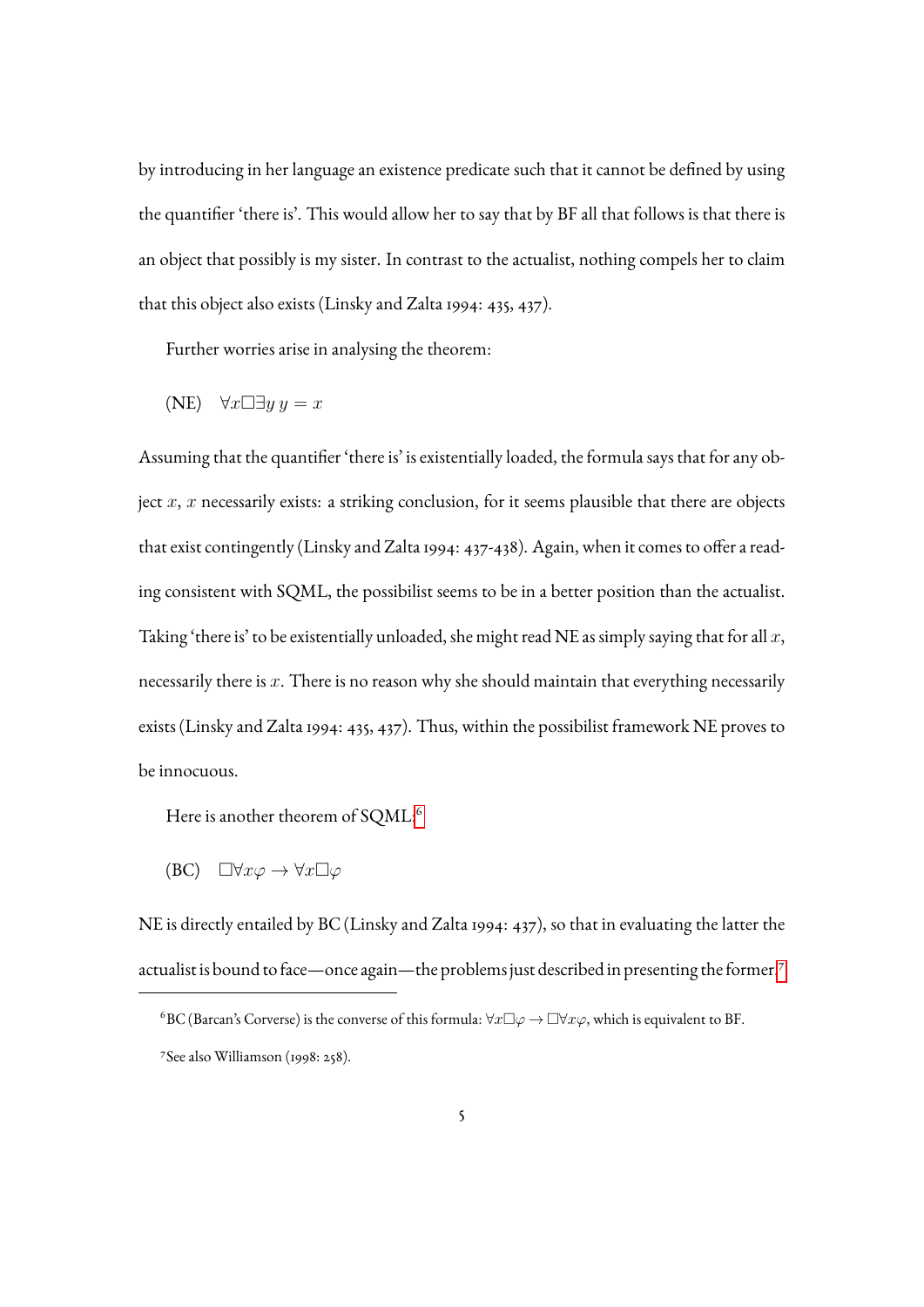by introducing in her language an existence predicate such that it cannot be defined by using the quantifier 'there is'. This would allow her to say that by BF all that follows is that there is an object that possibly is my sister. In contrast to the actualist, nothing compels her to claim that this object also exists (Linsky and Zalta 1994: 435, 437).

Further worries arise in analysing the theorem:

(NE) $\forall x \Box \exists y \, y = x$

Assuming that the quantifier 'there is' is existentially loaded, the formula says that for any object $x$, $x$ necessarily exists: a striking conclusion, for it seems plausible that there are objects that exist contingently (Linsky and Zalta 1994: 437-438). Again, when it comes to offer a reading consistent with SQML, the possibilist seems to be in a better position than the actualist. Taking 'there is' to be existentially unloaded, she might read NE as simply saying that for all $x$, necessarily there is $x$. There is no reason why she should maintain that everything necessarily exists (Linsky and Zalta 1994: 435, 437). Thus, within the possibilist framework NE proves to be innocuous.

Here is another theorem of SQML:[6]

(BC) $\Box \forall x \varphi \rightarrow \forall x \Box \varphi$

NE is directly entailed by BC (Linsky and Zalta 1994: 437), so that in evaluating the latter the actualist is bound to face—once again—the problems just described in presenting the former.[7]

[6] BC (Barcan's Corverse) is the converse of this formula: $\forall x \Box \varphi \rightarrow \Box \forall x \varphi$, which is equivalent to BF.

[7] See also Williamson (1998: 258).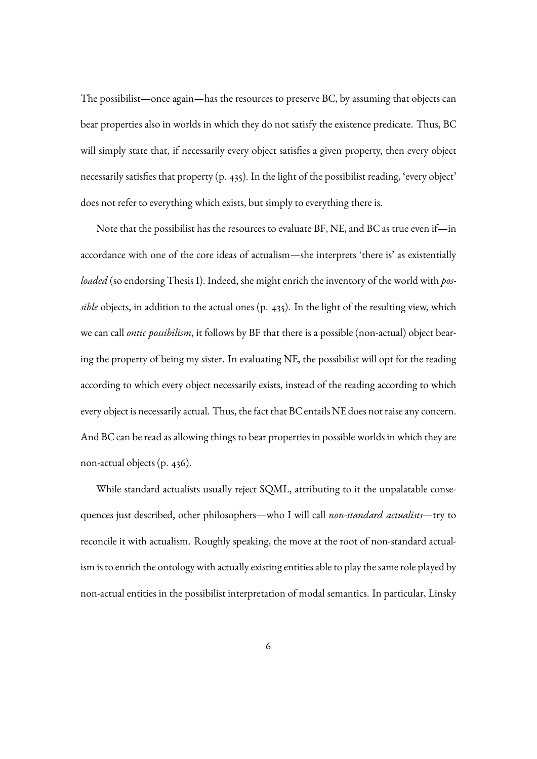The possibilist—once again—has the resources to preserve BC, by assuming that objects can bear properties also in worlds in which they do not satisfy the existence predicate. Thus, BC will simply state that, if necessarily every object satisfies a given property, then every object necessarily satisfies that property (p. 435). In the light of the possibilist reading, 'every object' does not refer to everything which exists, but simply to everything there is.

Note that the possibilist has the resources to evaluate BF, NE, and BC as true even if—in accordance with one of the core ideas of actualism—she interprets 'there is' as existentially *loaded* (so endorsing Thesis I). Indeed, she might enrich the inventory of the world with *possible* objects, in addition to the actual ones (p. 435). In the light of the resulting view, which we can call *ontic possibilism*, it follows by BF that there is a possible (non-actual) object bearing the property of being my sister. In evaluating NE, the possibilist will opt for the reading according to which every object necessarily exists, instead of the reading according to which every object is necessarily actual. Thus, the fact that BC entails NE does not raise any concern. And BC can be read as allowing things to bear properties in possible worlds in which they are non-actual objects (p. 436).

While standard actualists usually reject SQML, attributing to it the unpalatable consequences just described, other philosophers—who I will call *non-standard actualists*—try to reconcile it with actualism. Roughly speaking, the move at the root of non-standard actualism is to enrich the ontology with actually existing entities able to play the same role played by non-actual entities in the possibilist interpretation of modal semantics. In particular, Linsky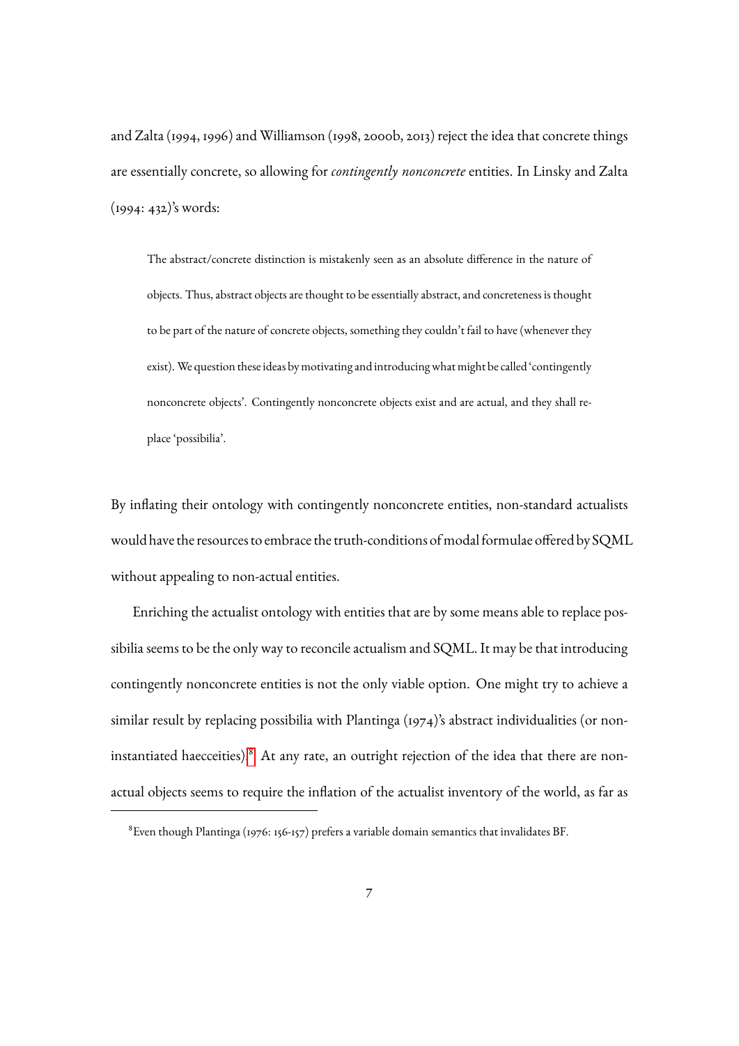and Zalta (1994, 1996) and Williamson (1998, 2000b, 2013) reject the idea that concrete things are essentially concrete, so allowing for *contingently nonconcrete* entities. In Linsky and Zalta (1994: 432)'s words:

> The abstract/concrete distinction is mistakenly seen as an absolute difference in the nature of objects. Thus, abstract objects are thought to be essentially abstract, and concreteness is thought to be part of the nature of concrete objects, something they couldn't fail to have (whenever they exist). We question these ideas by motivating and introducing what might be called 'contingently nonconcrete objects'. Contingently nonconcrete objects exist and are actual, and they shall replace 'possibilia'.

By inflating their ontology with contingently nonconcrete entities, non-standard actualists would have the resources to embrace the truth-conditions of modal formulae offered by SQML without appealing to non-actual entities.

Enriching the actualist ontology with entities that are by some means able to replace possibilia seems to be the only way to reconcile actualism and SQML. It may be that introducing contingently nonconcrete entities is not the only viable option. One might try to achieve a similar result by replacing possibilia with Plantinga (1974)'s abstract individualities (or non-instantiated haecceities).[8] At any rate, an outright rejection of the idea that there are non-actual objects seems to require the inflation of the actualist inventory of the world, as far as

[8] Even though Plantinga (1976: 156-157) prefers a variable domain semantics that invalidates BF.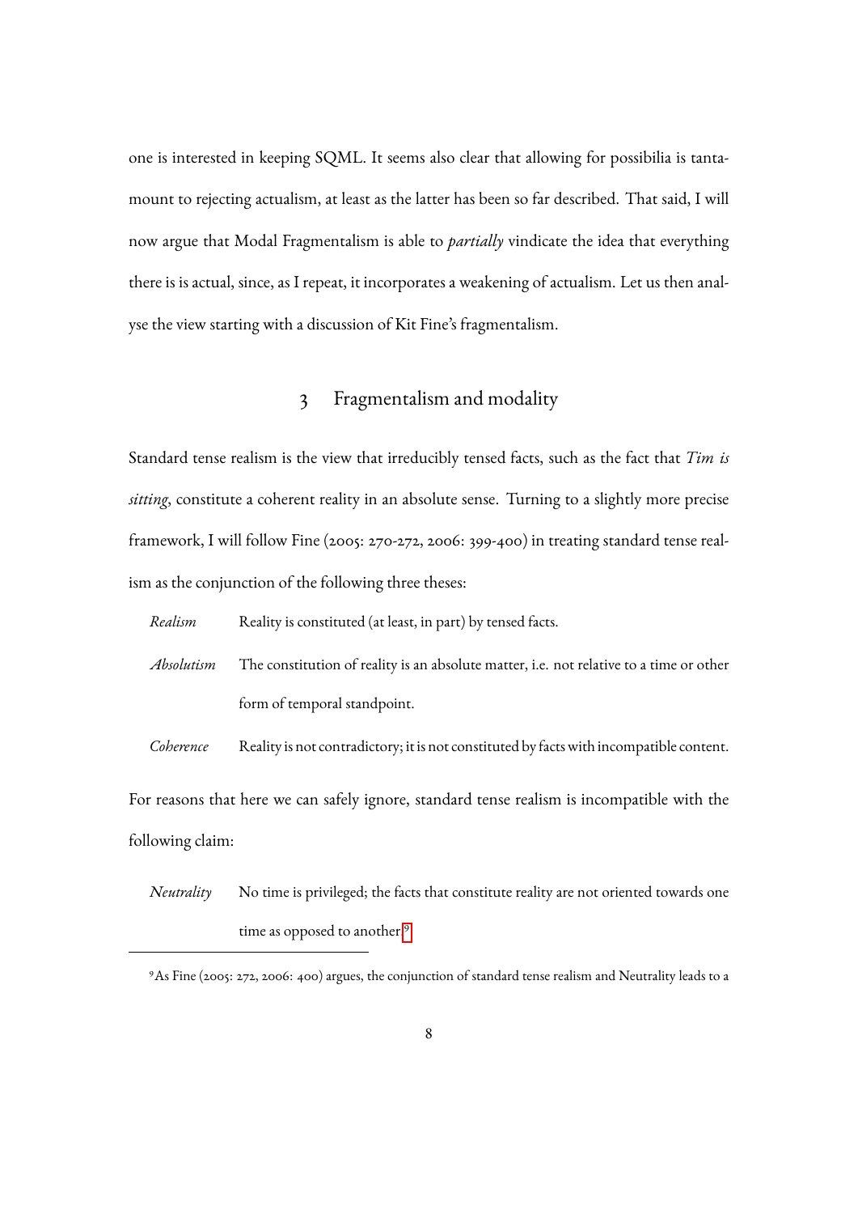one is interested in keeping SQML. It seems also clear that allowing for possibilia is tantamount to rejecting actualism, at least as the latter has been so far described. That said, I will now argue that Modal Fragmentalism is able to *partially* vindicate the idea that everything there is is actual, since, as I repeat, it incorporates a weakening of actualism. Let us then analyse the view starting with a discussion of Kit Fine's fragmentalism.

## 3 Fragmentalism and modality

Standard tense realism is the view that irreducibly tensed facts, such as the fact that *Tim is sitting*, constitute a coherent reality in an absolute sense. Turning to a slightly more precise framework, I will follow Fine (2005: 270-272, 2006: 399-400) in treating standard tense realism as the conjunction of the following three theses:

*Realism* Reality is constituted (at least, in part) by tensed facts.

*Absolutism* The constitution of reality is an absolute matter, i.e. not relative to a time or other form of temporal standpoint.

*Coherence* Reality is not contradictory; it is not constituted by facts with incompatible content.

For reasons that here we can safely ignore, standard tense realism is incompatible with the following claim:

*Neutrality* No time is privileged; the facts that constitute reality are not oriented towards one time as opposed to another.[9]

[9] As Fine (2005: 272, 2006: 400) argues, the conjunction of standard tense realism and Neutrality leads to a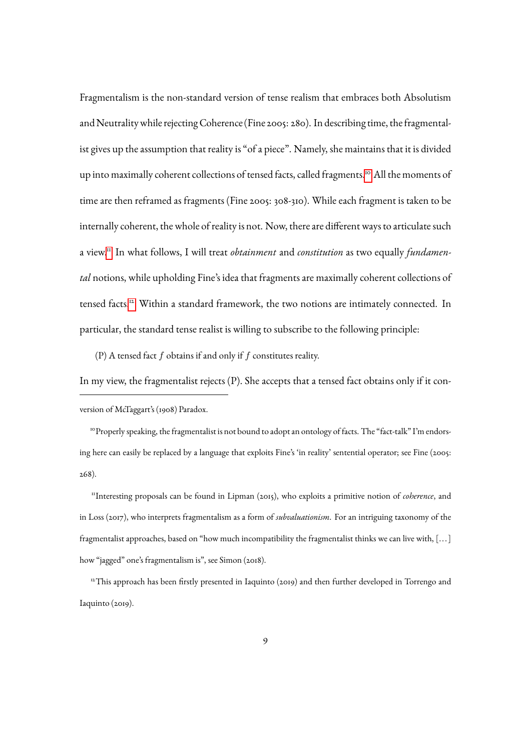Fragmentalism is the non-standard version of tense realism that embraces both Absolutism and Neutrality while rejecting Coherence (Fine 2005: 280). In describing time, the fragmentalist gives up the assumption that reality is "of a piece". Namely, she maintains that it is divided up into maximally coherent collections of tensed facts, called fragments.[10] All the moments of time are then reframed as fragments (Fine 2005: 308-310). While each fragment is taken to be internally coherent, the whole of reality is not. Now, there are different ways to articulate such a view.[11] In what follows, I will treat *obtainment* and *constitution* as two equally *fundamental* notions, while upholding Fine's idea that fragments are maximally coherent collections of tensed facts.[12] Within a standard framework, the two notions are intimately connected. In particular, the standard tense realist is willing to subscribe to the following principle:

(P) A tensed fact $f$ obtains if and only if $f$ constitutes reality.

In my view, the fragmentalist rejects (P). She accepts that a tensed fact obtains only if it con-

---

version of McTaggart's (1908) Paradox.

[10] Properly speaking, the fragmentalist is not bound to adopt an ontology of facts. The "fact-talk" I'm endorsing here can easily be replaced by a language that exploits Fine's 'in reality' sentential operator; see Fine (2005: 268).

[11] Interesting proposals can be found in Lipman (2015), who exploits a primitive notion of *coherence*, and in Loss (2017), who interprets fragmentalism as a form of *subvaluationism*. For an intriguing taxonomy of the fragmentalist approaches, based on "how much incompatibility the fragmentalist thinks we can live with, […] how "jagged" one's fragmentalism is", see Simon (2018).

[12] This approach has been firstly presented in Iaquinto (2019) and then further developed in Torrengo and Iaquinto (2019).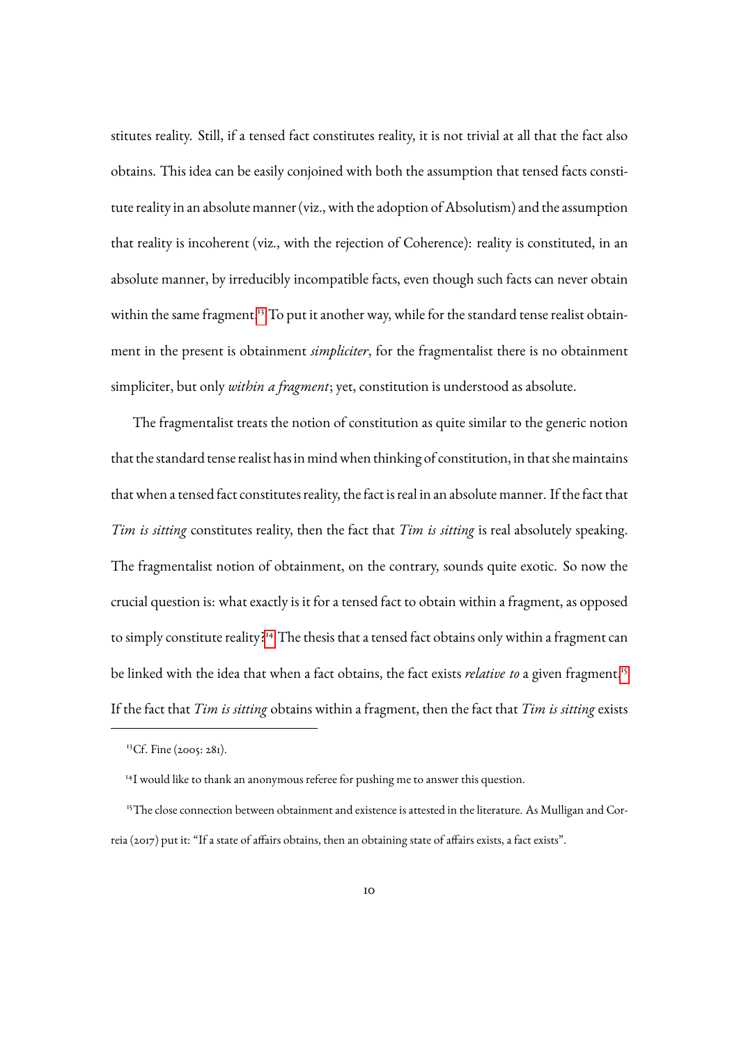stitutes reality. Still, if a tensed fact constitutes reality, it is not trivial at all that the fact also obtains. This idea can be easily conjoined with both the assumption that tensed facts constitute reality in an absolute manner (viz., with the adoption of Absolutism) and the assumption that reality is incoherent (viz., with the rejection of Coherence): reality is constituted, in an absolute manner, by irreducibly incompatible facts, even though such facts can never obtain within the same fragment.[13] To put it another way, while for the standard tense realist obtainment in the present is obtainment *simpliciter*, for the fragmentalist there is no obtainment simpliciter, but only *within a fragment*; yet, constitution is understood as absolute.

The fragmentalist treats the notion of constitution as quite similar to the generic notion that the standard tense realist has in mind when thinking of constitution, in that she maintains that when a tensed fact constitutes reality, the fact is real in an absolute manner. If the fact that *Tim is sitting* constitutes reality, then the fact that *Tim is sitting* is real absolutely speaking. The fragmentalist notion of obtainment, on the contrary, sounds quite exotic. So now the crucial question is: what exactly is it for a tensed fact to obtain within a fragment, as opposed to simply constitute reality?[14] The thesis that a tensed fact obtains only within a fragment can be linked with the idea that when a fact obtains, the fact exists *relative to* a given fragment.[15] If the fact that *Tim is sitting* obtains within a fragment, then the fact that *Tim is sitting* exists

[13] Cf. Fine (2005: 281).

[14] I would like to thank an anonymous referee for pushing me to answer this question.

[15] The close connection between obtainment and existence is attested in the literature. As Mulligan and Correia (2017) put it: "If a state of affairs obtains, then an obtaining state of affairs exists, a fact exists".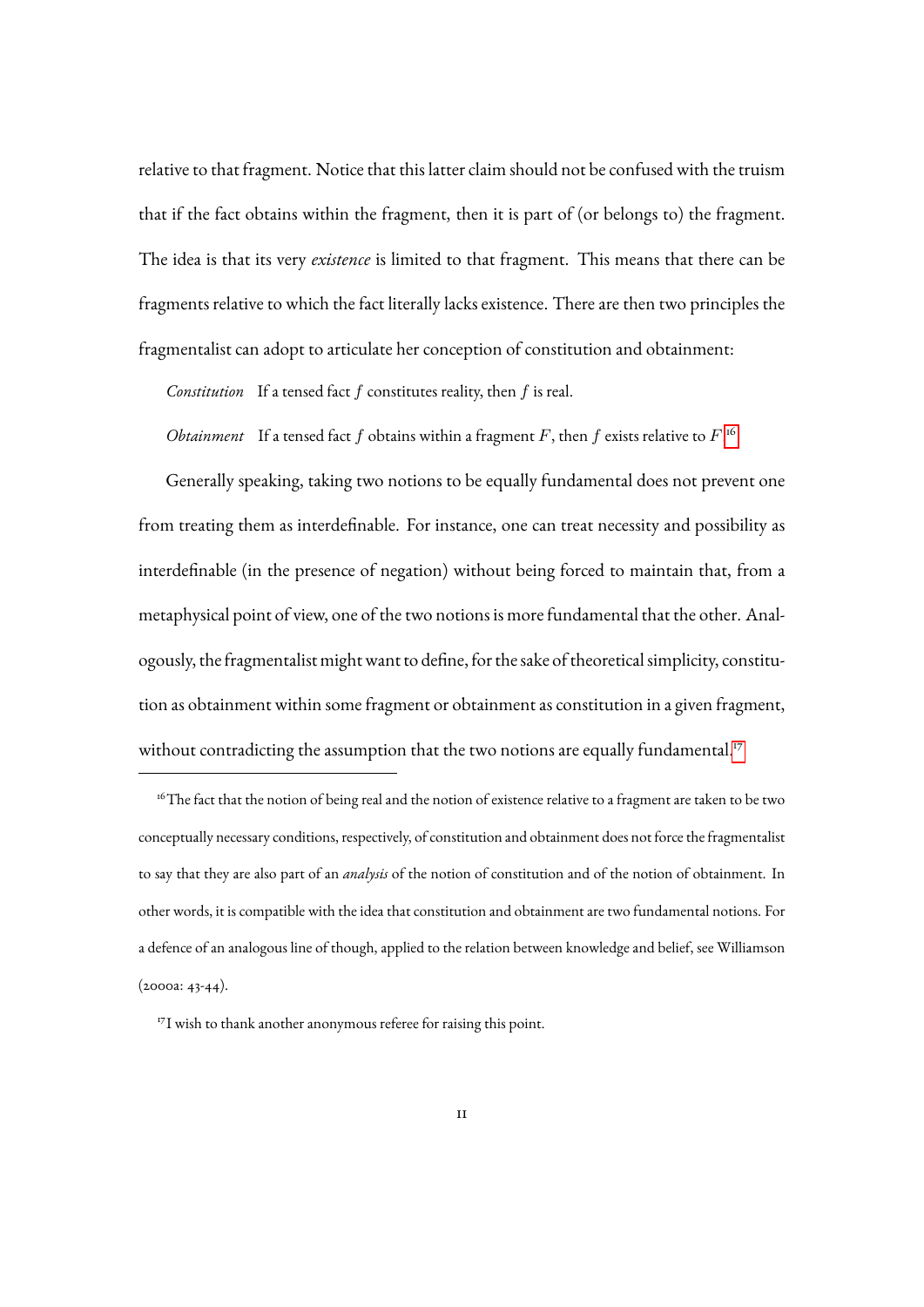relative to that fragment. Notice that this latter claim should not be confused with the truism that if the fact obtains within the fragment, then it is part of (or belongs to) the fragment. The idea is that its very *existence* is limited to that fragment. This means that there can be fragments relative to which the fact literally lacks existence. There are then two principles the fragmentalist can adopt to articulate her conception of constitution and obtainment:

*Constitution* If a tensed fact $f$ constitutes reality, then $f$ is real.

*Obtainment* If a tensed fact $f$ obtains within a fragment $F$, then $f$ exists relative to $F$.[16]

Generally speaking, taking two notions to be equally fundamental does not prevent one from treating them as interdefinable. For instance, one can treat necessity and possibility as interdefinable (in the presence of negation) without being forced to maintain that, from a metaphysical point of view, one of the two notions is more fundamental that the other. Analogously, the fragmentalist might want to define, for the sake of theoretical simplicity, constitution as obtainment within some fragment or obtainment as constitution in a given fragment, without contradicting the assumption that the two notions are equally fundamental.[17]

---

[16] The fact that the notion of being real and the notion of existence relative to a fragment are taken to be two conceptually necessary conditions, respectively, of constitution and obtainment does not force the fragmentalist to say that they are also part of an *analysis* of the notion of constitution and of the notion of obtainment. In other words, it is compatible with the idea that constitution and obtainment are two fundamental notions. For a defence of an analogous line of though, applied to the relation between knowledge and belief, see Williamson (2000a: 43-44).

[17] I wish to thank another anonymous referee for raising this point.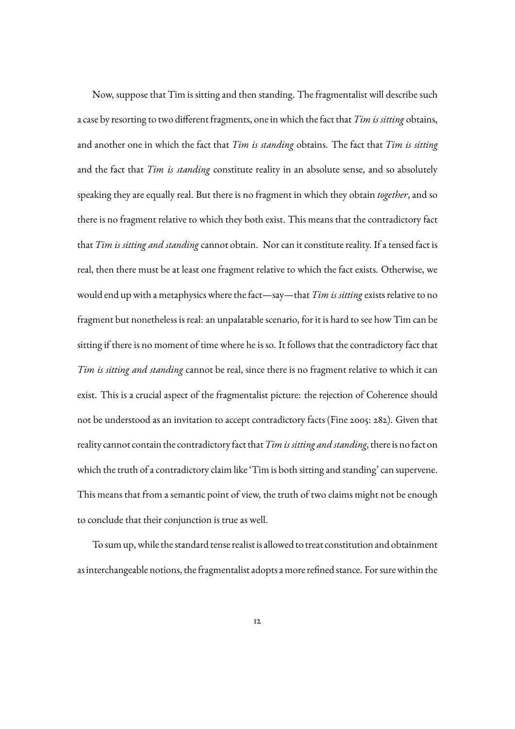Now, suppose that Tim is sitting and then standing. The fragmentalist will describe such a case by resorting to two different fragments, one in which the fact that *Tim is sitting* obtains, and another one in which the fact that *Tim is standing* obtains. The fact that *Tim is sitting* and the fact that *Tim is standing* constitute reality in an absolute sense, and so absolutely speaking they are equally real. But there is no fragment in which they obtain *together*, and so there is no fragment relative to which they both exist. This means that the contradictory fact that *Tim is sitting and standing* cannot obtain. Nor can it constitute reality. If a tensed fact is real, then there must be at least one fragment relative to which the fact exists. Otherwise, we would end up with a metaphysics where the fact—say—that *Tim is sitting* exists relative to no fragment but nonetheless is real: an unpalatable scenario, for it is hard to see how Tim can be sitting if there is no moment of time where he is so. It follows that the contradictory fact that *Tim is sitting and standing* cannot be real, since there is no fragment relative to which it can exist. This is a crucial aspect of the fragmentalist picture: the rejection of Coherence should not be understood as an invitation to accept contradictory facts (Fine 2005: 282). Given that reality cannot contain the contradictory fact that *Tim is sitting and standing*, there is no fact on which the truth of a contradictory claim like 'Tim is both sitting and standing' can supervene. This means that from a semantic point of view, the truth of two claims might not be enough to conclude that their conjunction is true as well.

To sum up, while the standard tense realist is allowed to treat constitution and obtainment as interchangeable notions, the fragmentalist adopts a more refined stance. For sure within the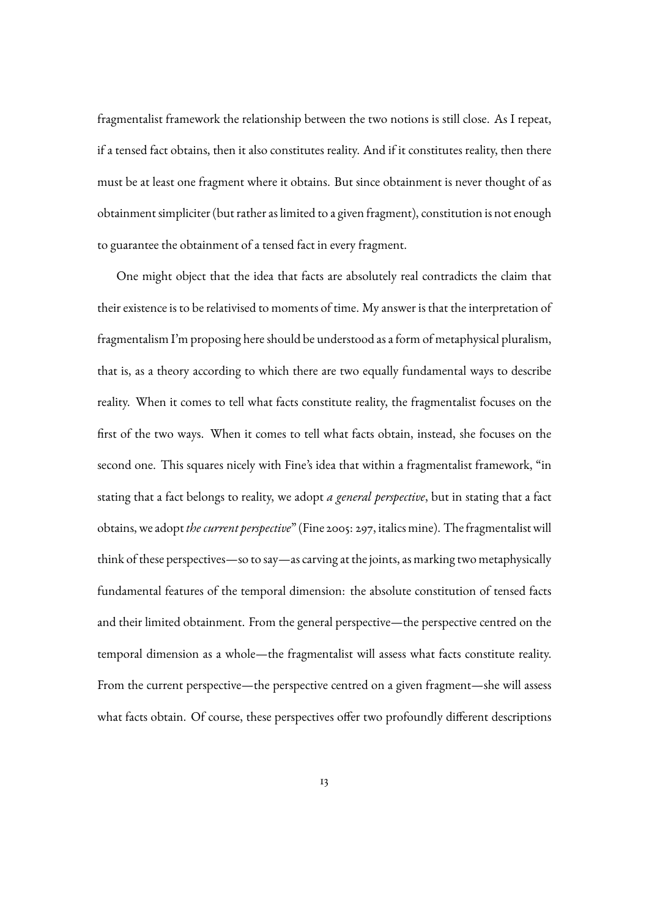fragmentalist framework the relationship between the two notions is still close. As I repeat, if a tensed fact obtains, then it also constitutes reality. And if it constitutes reality, then there must be at least one fragment where it obtains. But since obtainment is never thought of as obtainment simpliciter (but rather as limited to a given fragment), constitution is not enough to guarantee the obtainment of a tensed fact in every fragment.

One might object that the idea that facts are absolutely real contradicts the claim that their existence is to be relativised to moments of time. My answer is that the interpretation of fragmentalism I'm proposing here should be understood as a form of metaphysical pluralism, that is, as a theory according to which there are two equally fundamental ways to describe reality. When it comes to tell what facts constitute reality, the fragmentalist focuses on the first of the two ways. When it comes to tell what facts obtain, instead, she focuses on the second one. This squares nicely with Fine's idea that within a fragmentalist framework, "in stating that a fact belongs to reality, we adopt *a general perspective*, but in stating that a fact obtains, we adopt *the current perspective*" (Fine 2005: 297, italics mine). The fragmentalist will think of these perspectives—so to say—as carving at the joints, as marking two metaphysically fundamental features of the temporal dimension: the absolute constitution of tensed facts and their limited obtainment. From the general perspective—the perspective centred on the temporal dimension as a whole—the fragmentalist will assess what facts constitute reality. From the current perspective—the perspective centred on a given fragment—she will assess what facts obtain. Of course, these perspectives offer two profoundly different descriptions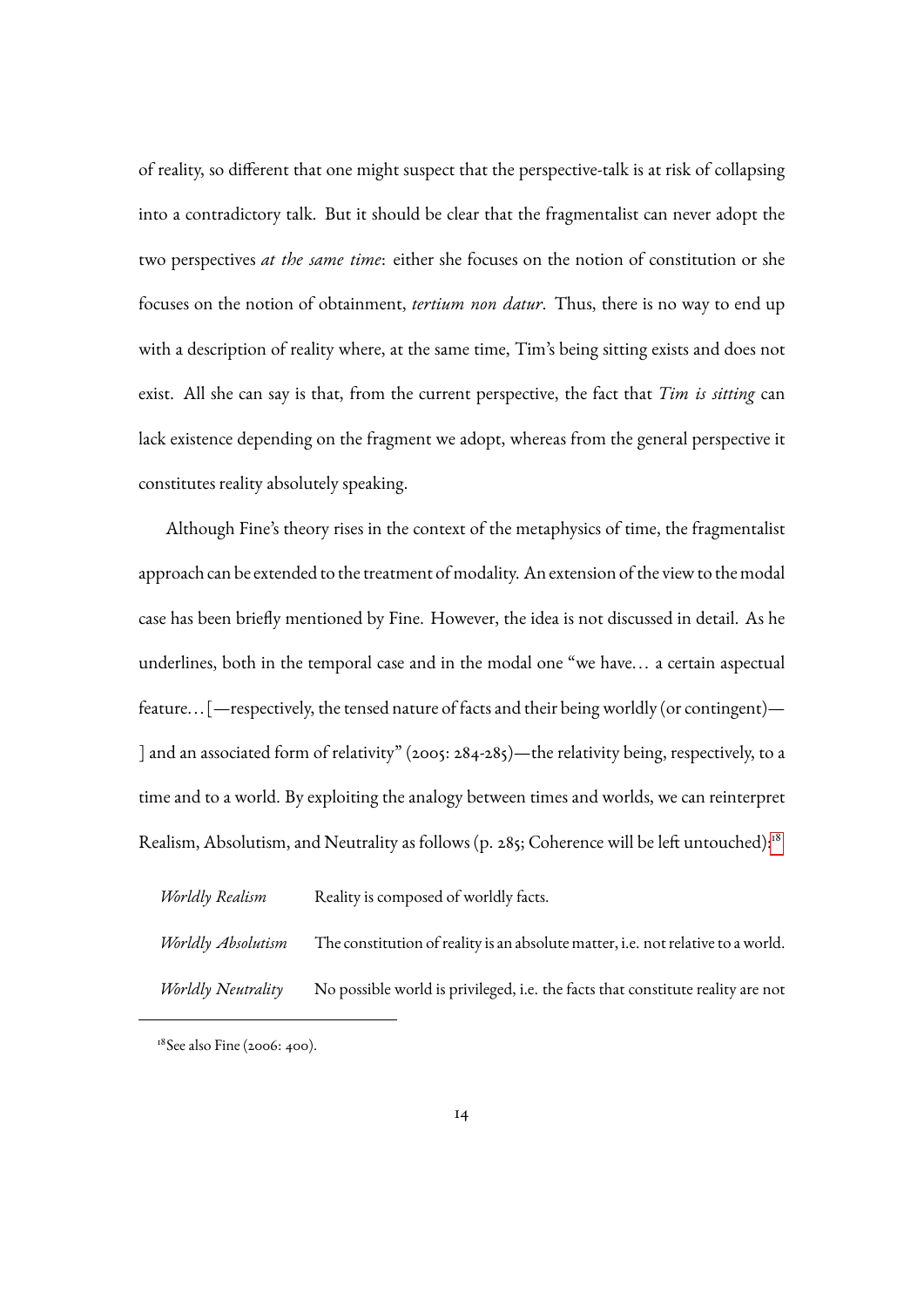of reality, so different that one might suspect that the perspective-talk is at risk of collapsing into a contradictory talk. But it should be clear that the fragmentalist can never adopt the two perspectives *at the same time*: either she focuses on the notion of constitution or she focuses on the notion of obtainment, *tertium non datur*. Thus, there is no way to end up with a description of reality where, at the same time, Tim's being sitting exists and does not exist. All she can say is that, from the current perspective, the fact that *Tim is sitting* can lack existence depending on the fragment we adopt, whereas from the general perspective it constitutes reality absolutely speaking.

Although Fine's theory rises in the context of the metaphysics of time, the fragmentalist approach can be extended to the treatment of modality. An extension of the view to the modal case has been briefly mentioned by Fine. However, the idea is not discussed in detail. As he underlines, both in the temporal case and in the modal one "we have… a certain aspectual feature… [—respectively, the tensed nature of facts and their being worldly (or contingent)— ] and an associated form of relativity" (2005: 284-285)—the relativity being, respectively, to a time and to a world. By exploiting the analogy between times and worlds, we can reinterpret Realism, Absolutism, and Neutrality as follows (p. 285; Coherence will be left untouched):[18]

*Worldly Realism* Reality is composed of worldly facts.

*Worldly Absolutism* The constitution of reality is an absolute matter, i.e. not relative to a world.

*Worldly Neutrality* No possible world is privileged, i.e. the facts that constitute reality are not

[18] See also Fine (2006: 400).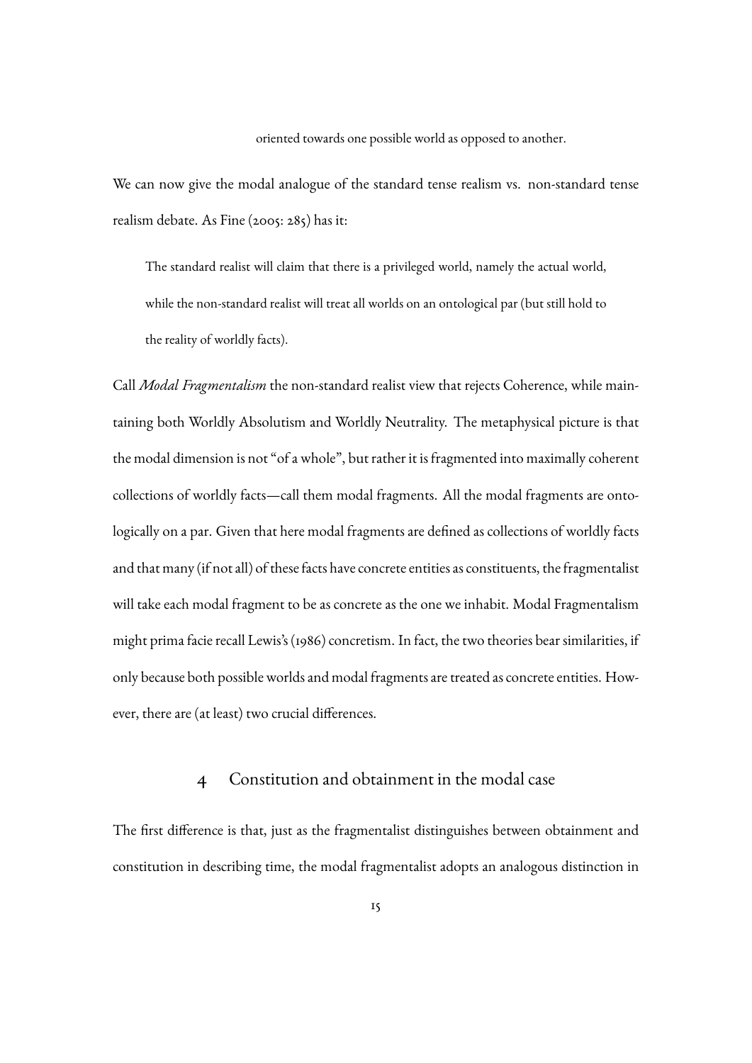> oriented towards one possible world as opposed to another.

We can now give the modal analogue of the standard tense realism vs. non-standard tense realism debate. As Fine (2005: 285) has it:

> The standard realist will claim that there is a privileged world, namely the actual world, while the non-standard realist will treat all worlds on an ontological par (but still hold to the reality of worldly facts).

Call *Modal Fragmentalism* the non-standard realist view that rejects Coherence, while maintaining both Worldly Absolutism and Worldly Neutrality. The metaphysical picture is that the modal dimension is not "of a whole", but rather it is fragmented into maximally coherent collections of worldly facts—call them modal fragments. All the modal fragments are ontologically on a par. Given that here modal fragments are defined as collections of worldly facts and that many (if not all) of these facts have concrete entities as constituents, the fragmentalist will take each modal fragment to be as concrete as the one we inhabit. Modal Fragmentalism might prima facie recall Lewis's (1986) concretism. In fact, the two theories bear similarities, if only because both possible worlds and modal fragments are treated as concrete entities. However, there are (at least) two crucial differences.

## 4 Constitution and obtainment in the modal case

The first difference is that, just as the fragmentalist distinguishes between obtainment and constitution in describing time, the modal fragmentalist adopts an analogous distinction in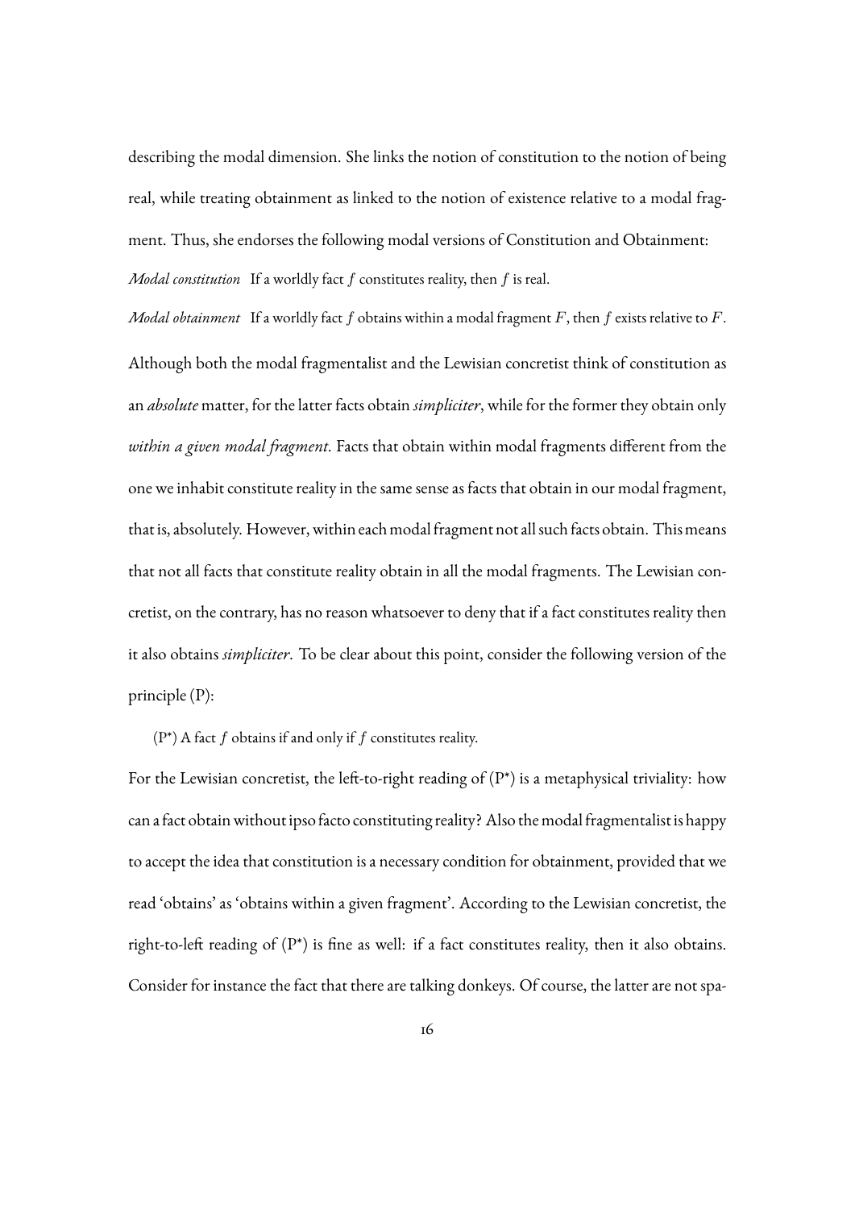describing the modal dimension. She links the notion of constitution to the notion of being real, while treating obtainment as linked to the notion of existence relative to a modal fragment. Thus, she endorses the following modal versions of Constitution and Obtainment:

*Modal constitution* If a worldly fact $f$ constitutes reality, then $f$ is real.

*Modal obtainment* If a worldly fact $f$ obtains within a modal fragment $F$, then $f$ exists relative to $F$.

Although both the modal fragmentalist and the Lewisian concretist think of constitution as an *absolute* matter, for the latter facts obtain *simpliciter*, while for the former they obtain only *within a given modal fragment*. Facts that obtain within modal fragments different from the one we inhabit constitute reality in the same sense as facts that obtain in our modal fragment, that is, absolutely. However, within each modal fragment not all such facts obtain. This means that not all facts that constitute reality obtain in all the modal fragments. The Lewisian concretist, on the contrary, has no reason whatsoever to deny that if a fact constitutes reality then it also obtains *simpliciter*. To be clear about this point, consider the following version of the principle (P):

(P\*) A fact $f$ obtains if and only if $f$ constitutes reality.

For the Lewisian concretist, the left-to-right reading of (P\*) is a metaphysical triviality: how can a fact obtain without ipso facto constituting reality? Also the modal fragmentalist is happy to accept the idea that constitution is a necessary condition for obtainment, provided that we read 'obtains' as 'obtains within a given fragment'. According to the Lewisian concretist, the right-to-left reading of (P\*) is fine as well: if a fact constitutes reality, then it also obtains. Consider for instance the fact that there are talking donkeys. Of course, the latter are not spa-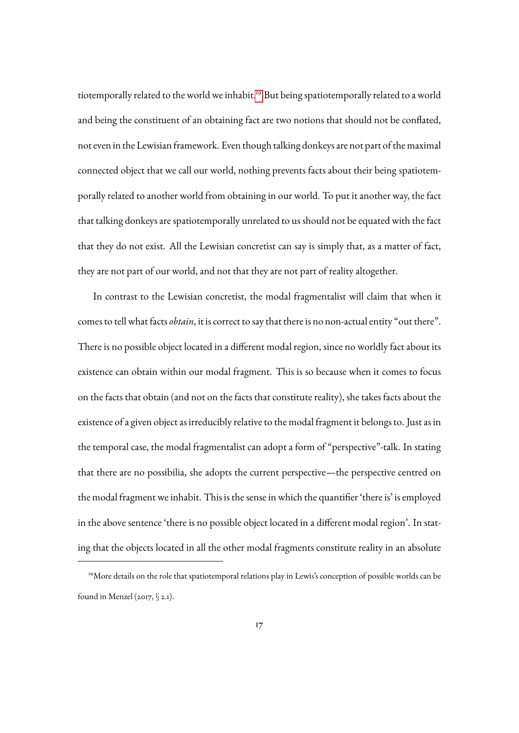tiotemporally related to the world we inhabit.[19] But being spatiotemporally related to a world and being the constituent of an obtaining fact are two notions that should not be conflated, not even in the Lewisian framework. Even though talking donkeys are not part of the maximal connected object that we call our world, nothing prevents facts about their being spatiotemporally related to another world from obtaining in our world. To put it another way, the fact that talking donkeys are spatiotemporally unrelated to us should not be equated with the fact that they do not exist. All the Lewisian concretist can say is simply that, as a matter of fact, they are not part of our world, and not that they are not part of reality altogether.

In contrast to the Lewisian concretist, the modal fragmentalist will claim that when it comes to tell what facts *obtain*, it is correct to say that there is no non-actual entity "out there". There is no possible object located in a different modal region, since no worldly fact about its existence can obtain within our modal fragment. This is so because when it comes to focus on the facts that obtain (and not on the facts that constitute reality), she takes facts about the existence of a given object as irreducibly relative to the modal fragment it belongs to. Just as in the temporal case, the modal fragmentalist can adopt a form of "perspective"-talk. In stating that there are no possibilia, she adopts the current perspective—the perspective centred on the modal fragment we inhabit. This is the sense in which the quantifier 'there is' is employed in the above sentence 'there is no possible object located in a different modal region'. In stating that the objects located in all the other modal fragments constitute reality in an absolute

[19] More details on the role that spatiotemporal relations play in Lewis's conception of possible worlds can be found in Menzel (2017, § 2.1).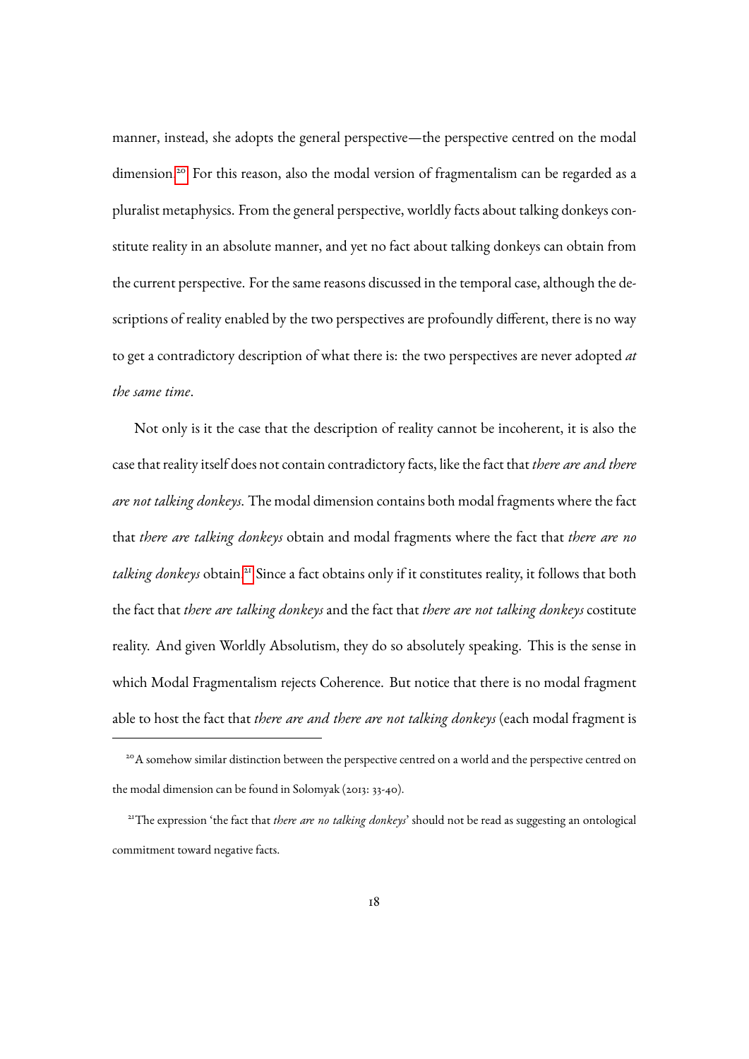manner, instead, she adopts the general perspective—the perspective centred on the modal dimension.[20] For this reason, also the modal version of fragmentalism can be regarded as a pluralist metaphysics. From the general perspective, worldly facts about talking donkeys constitute reality in an absolute manner, and yet no fact about talking donkeys can obtain from the current perspective. For the same reasons discussed in the temporal case, although the descriptions of reality enabled by the two perspectives are profoundly different, there is no way to get a contradictory description of what there is: the two perspectives are never adopted *at the same time*.

Not only is it the case that the description of reality cannot be incoherent, it is also the case that reality itself does not contain contradictory facts, like the fact that *there are and there are not talking donkeys*. The modal dimension contains both modal fragments where the fact that *there are talking donkeys* obtain and modal fragments where the fact that *there are no talking donkeys* obtain.[21] Since a fact obtains only if it constitutes reality, it follows that both the fact that *there are talking donkeys* and the fact that *there are not talking donkeys* costitute reality. And given Worldly Absolutism, they do so absolutely speaking. This is the sense in which Modal Fragmentalism rejects Coherence. But notice that there is no modal fragment able to host the fact that *there are and there are not talking donkeys* (each modal fragment is

---

[20] A somehow similar distinction between the perspective centred on a world and the perspective centred on the modal dimension can be found in Solomyak (2013: 33-40).

[21] The expression 'the fact that *there are no talking donkeys*' should not be read as suggesting an ontological commitment toward negative facts.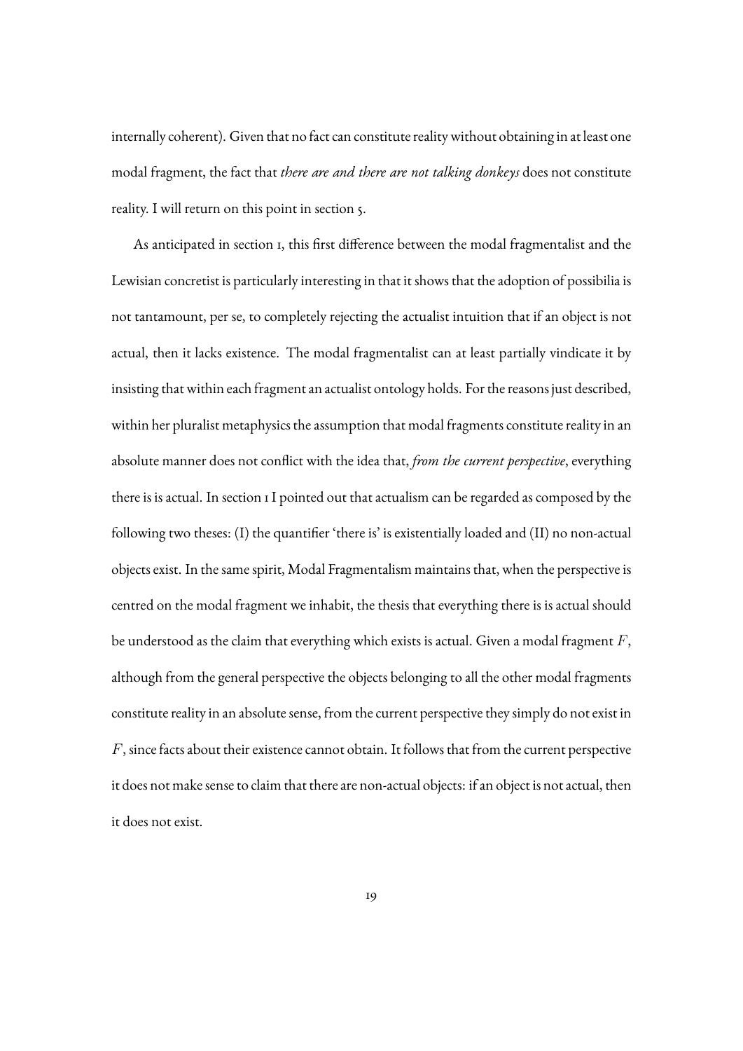internally coherent). Given that no fact can constitute reality without obtaining in at least one modal fragment, the fact that *there are and there are not talking donkeys* does not constitute reality. I will return on this point in section 5.

As anticipated in section 1, this first difference between the modal fragmentalist and the Lewisian concretist is particularly interesting in that it shows that the adoption of possibilia is not tantamount, per se, to completely rejecting the actualist intuition that if an object is not actual, then it lacks existence. The modal fragmentalist can at least partially vindicate it by insisting that within each fragment an actualist ontology holds. For the reasons just described, within her pluralist metaphysics the assumption that modal fragments constitute reality in an absolute manner does not conflict with the idea that, *from the current perspective*, everything there is is actual. In section 1 I pointed out that actualism can be regarded as composed by the following two theses: (I) the quantifier 'there is' is existentially loaded and (II) no non-actual objects exist. In the same spirit, Modal Fragmentalism maintains that, when the perspective is centred on the modal fragment we inhabit, the thesis that everything there is is actual should be understood as the claim that everything which exists is actual. Given a modal fragment $F$, although from the general perspective the objects belonging to all the other modal fragments constitute reality in an absolute sense, from the current perspective they simply do not exist in $F$, since facts about their existence cannot obtain. It follows that from the current perspective it does not make sense to claim that there are non-actual objects: if an object is not actual, then it does not exist.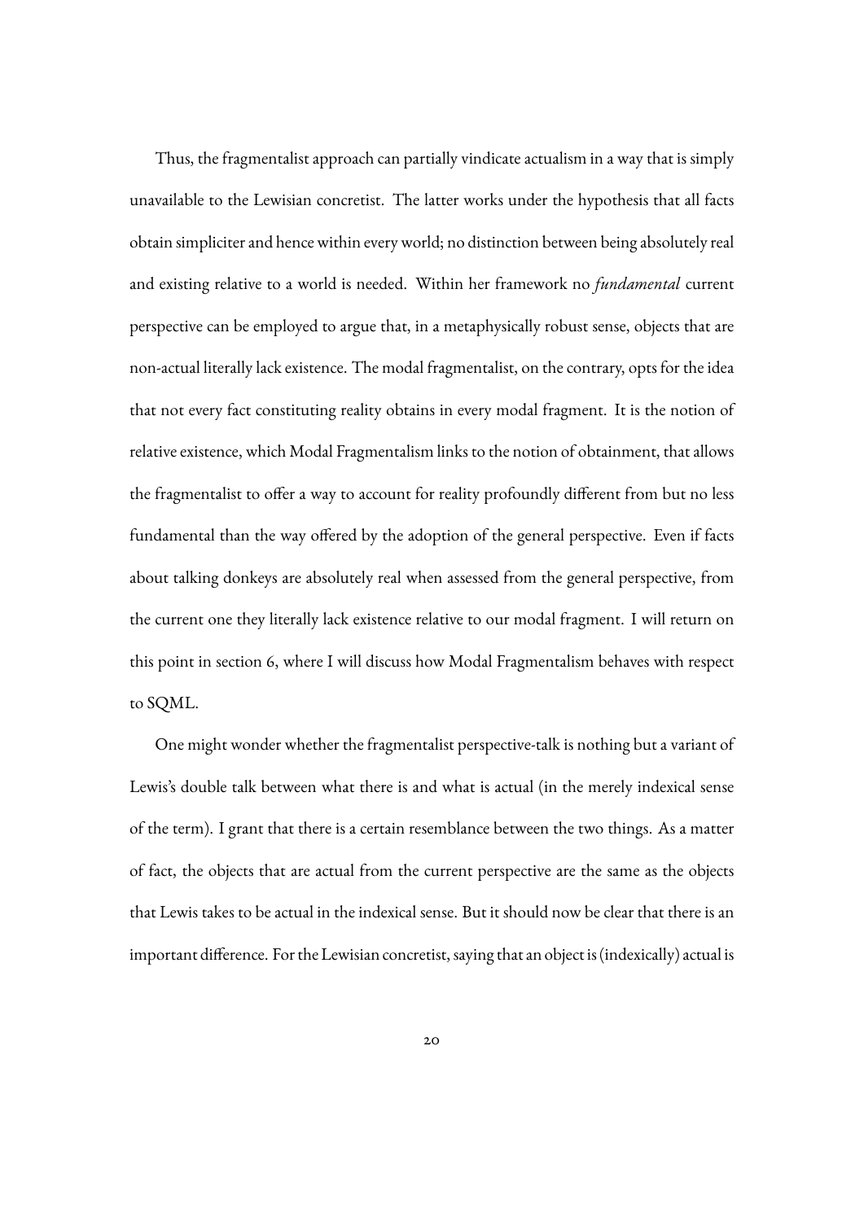Thus, the fragmentalist approach can partially vindicate actualism in a way that is simply unavailable to the Lewisian concretist. The latter works under the hypothesis that all facts obtain simpliciter and hence within every world; no distinction between being absolutely real and existing relative to a world is needed. Within her framework no *fundamental* current perspective can be employed to argue that, in a metaphysically robust sense, objects that are non-actual literally lack existence. The modal fragmentalist, on the contrary, opts for the idea that not every fact constituting reality obtains in every modal fragment. It is the notion of relative existence, which Modal Fragmentalism links to the notion of obtainment, that allows the fragmentalist to offer a way to account for reality profoundly different from but no less fundamental than the way offered by the adoption of the general perspective. Even if facts about talking donkeys are absolutely real when assessed from the general perspective, from the current one they literally lack existence relative to our modal fragment. I will return on this point in section 6, where I will discuss how Modal Fragmentalism behaves with respect to SQML.

One might wonder whether the fragmentalist perspective-talk is nothing but a variant of Lewis's double talk between what there is and what is actual (in the merely indexical sense of the term). I grant that there is a certain resemblance between the two things. As a matter of fact, the objects that are actual from the current perspective are the same as the objects that Lewis takes to be actual in the indexical sense. But it should now be clear that there is an important difference. For the Lewisian concretist, saying that an object is (indexically) actual is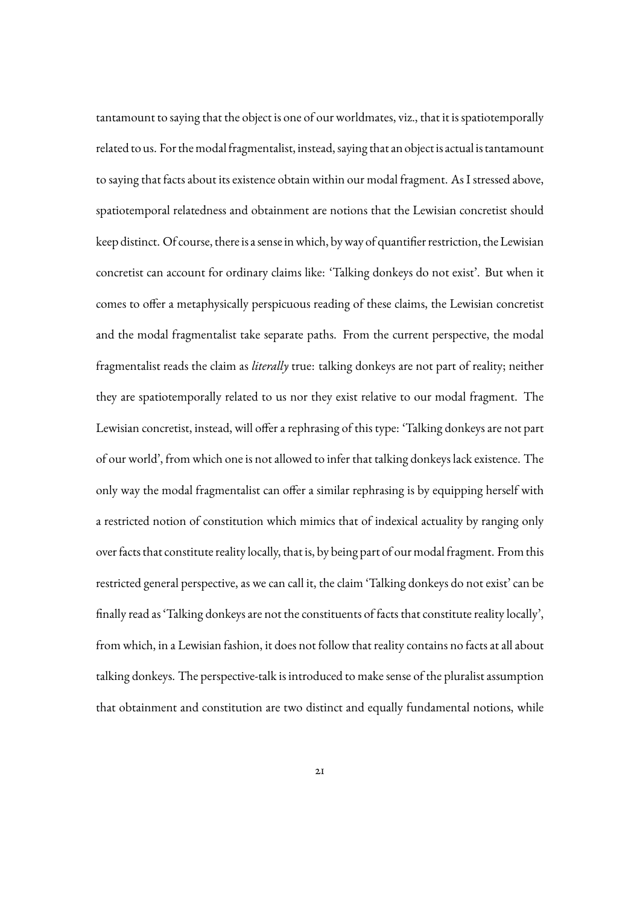tantamount to saying that the object is one of our worldmates, viz., that it is spatiotemporally related to us. For the modal fragmentalist, instead, saying that an object is actual is tantamount to saying that facts about its existence obtain within our modal fragment. As I stressed above, spatiotemporal relatedness and obtainment are notions that the Lewisian concretist should keep distinct. Of course, there is a sense in which, by way of quantifier restriction, the Lewisian concretist can account for ordinary claims like: 'Talking donkeys do not exist'. But when it comes to offer a metaphysically perspicuous reading of these claims, the Lewisian concretist and the modal fragmentalist take separate paths. From the current perspective, the modal fragmentalist reads the claim as *literally* true: talking donkeys are not part of reality; neither they are spatiotemporally related to us nor they exist relative to our modal fragment. The Lewisian concretist, instead, will offer a rephrasing of this type: 'Talking donkeys are not part of our world', from which one is not allowed to infer that talking donkeys lack existence. The only way the modal fragmentalist can offer a similar rephrasing is by equipping herself with a restricted notion of constitution which mimics that of indexical actuality by ranging only over facts that constitute reality locally, that is, by being part of our modal fragment. From this restricted general perspective, as we can call it, the claim 'Talking donkeys do not exist' can be finally read as 'Talking donkeys are not the constituents of facts that constitute reality locally', from which, in a Lewisian fashion, it does not follow that reality contains no facts at all about talking donkeys. The perspective-talk is introduced to make sense of the pluralist assumption that obtainment and constitution are two distinct and equally fundamental notions, while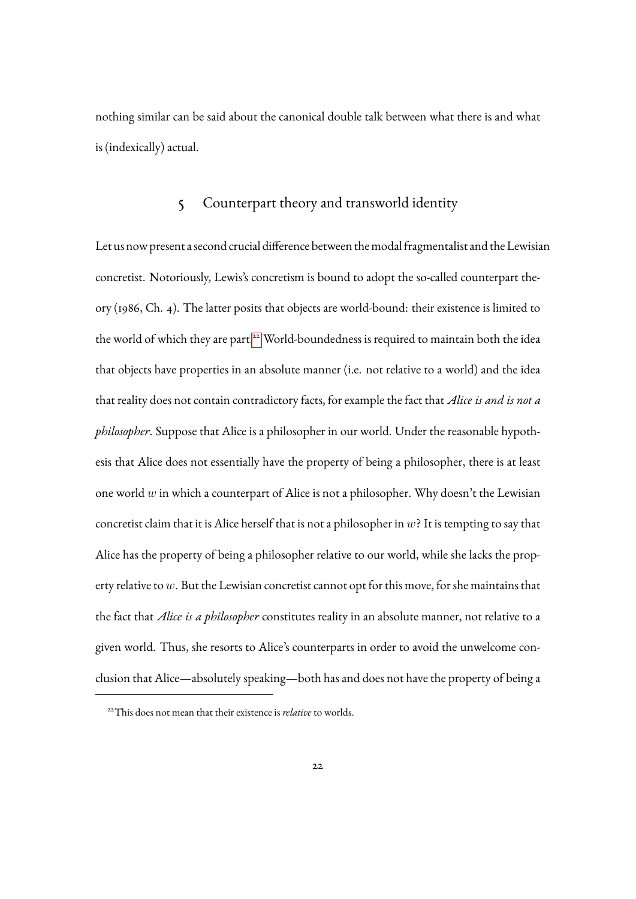nothing similar can be said about the canonical double talk between what there is and what is (indexically) actual.

## 5 Counterpart theory and transworld identity

Let us now present a second crucial difference between the modal fragmentalist and the Lewisian concretist. Notoriously, Lewis's concretism is bound to adopt the so-called counterpart theory (1986, Ch. 4). The latter posits that objects are world-bound: their existence is limited to the world of which they are part.[22] World-boundedness is required to maintain both the idea that objects have properties in an absolute manner (i.e. not relative to a world) and the idea that reality does not contain contradictory facts, for example the fact that *Alice is and is not a philosopher*. Suppose that Alice is a philosopher in our world. Under the reasonable hypothesis that Alice does not essentially have the property of being a philosopher, there is at least one world $w$ in which a counterpart of Alice is not a philosopher. Why doesn't the Lewisian concretist claim that it is Alice herself that is not a philosopher in $w$? It is tempting to say that Alice has the property of being a philosopher relative to our world, while she lacks the property relative to $w$. But the Lewisian concretist cannot opt for this move, for she maintains that the fact that *Alice is a philosopher* constitutes reality in an absolute manner, not relative to a given world. Thus, she resorts to Alice's counterparts in order to avoid the unwelcome conclusion that Alice—absolutely speaking—both has and does not have the property of being a

[22] This does not mean that their existence is *relative* to worlds.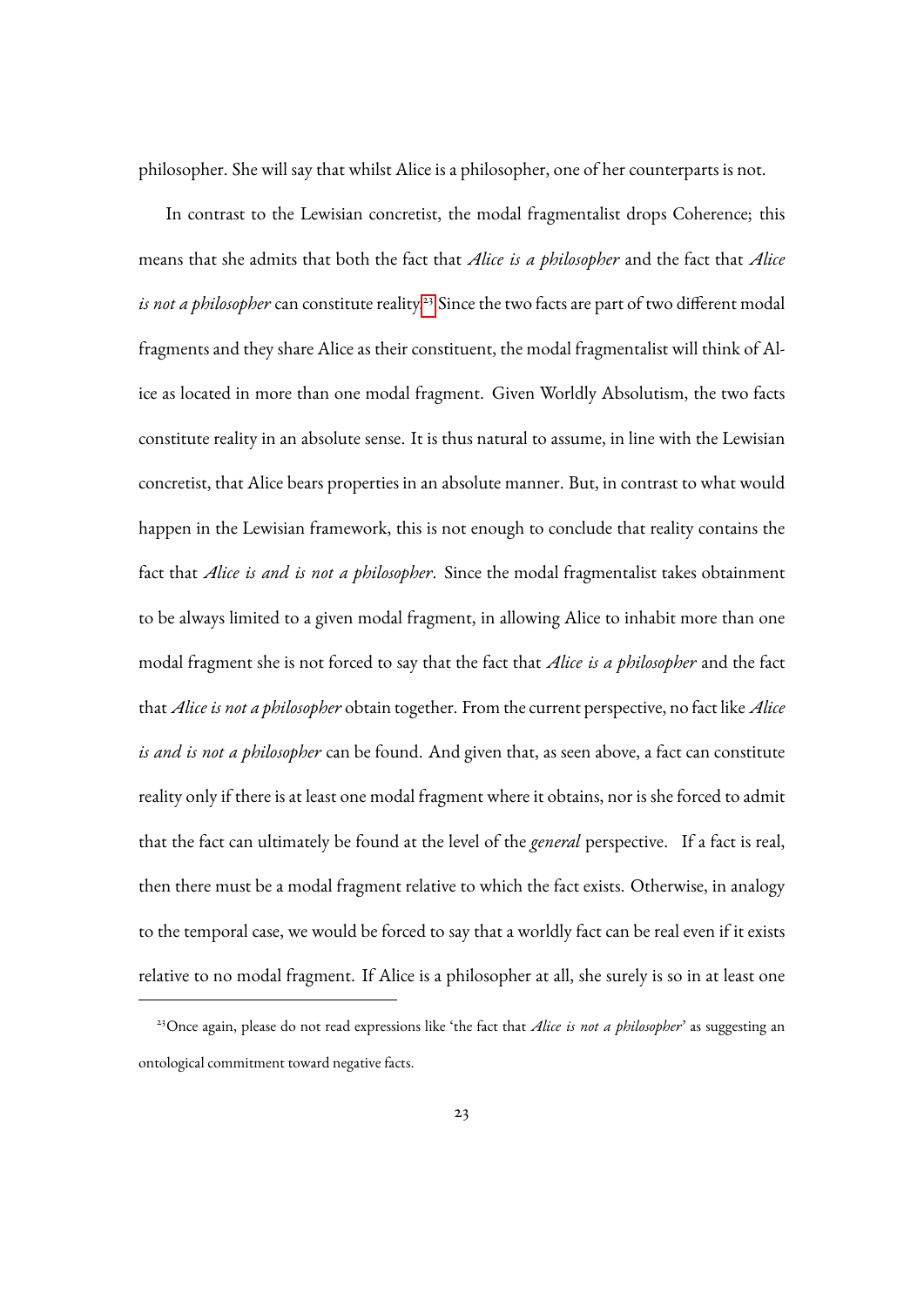philosopher. She will say that whilst Alice is a philosopher, one of her counterparts is not.

In contrast to the Lewisian concretist, the modal fragmentalist drops Coherence; this means that she admits that both the fact that *Alice is a philosopher* and the fact that *Alice is not a philosopher* can constitute reality.[23] Since the two facts are part of two different modal fragments and they share Alice as their constituent, the modal fragmentalist will think of Alice as located in more than one modal fragment. Given Worldly Absolutism, the two facts constitute reality in an absolute sense. It is thus natural to assume, in line with the Lewisian concretist, that Alice bears properties in an absolute manner. But, in contrast to what would happen in the Lewisian framework, this is not enough to conclude that reality contains the fact that *Alice is and is not a philosopher*. Since the modal fragmentalist takes obtainment to be always limited to a given modal fragment, in allowing Alice to inhabit more than one modal fragment she is not forced to say that the fact that *Alice is a philosopher* and the fact that *Alice is not a philosopher* obtain together. From the current perspective, no fact like *Alice is and is not a philosopher* can be found. And given that, as seen above, a fact can constitute reality only if there is at least one modal fragment where it obtains, nor is she forced to admit that the fact can ultimately be found at the level of the *general* perspective. If a fact is real, then there must be a modal fragment relative to which the fact exists. Otherwise, in analogy to the temporal case, we would be forced to say that a worldly fact can be real even if it exists relative to no modal fragment. If Alice is a philosopher at all, she surely is so in at least one

[23]Once again, please do not read expressions like 'the fact that *Alice is not a philosopher*' as suggesting an ontological commitment toward negative facts.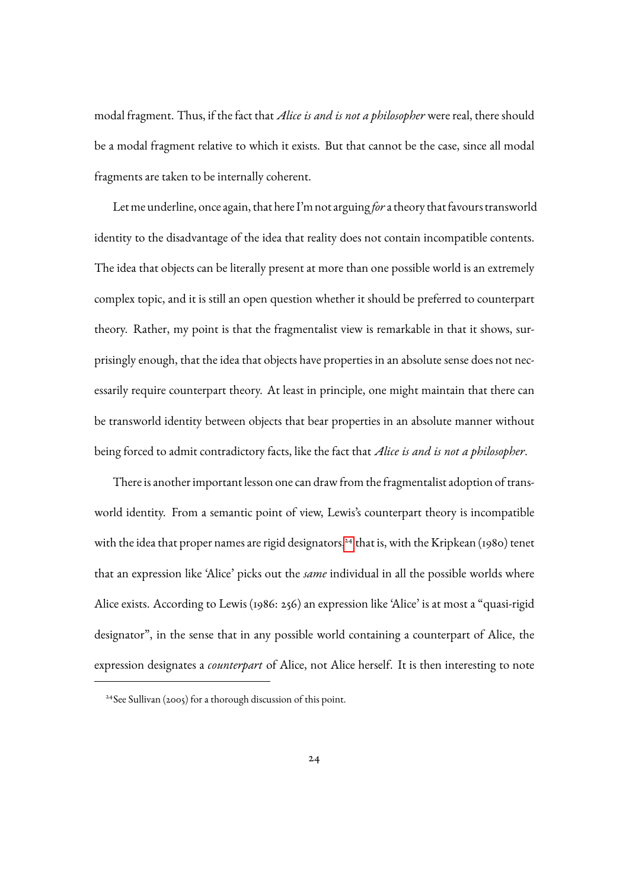modal fragment. Thus, if the fact that *Alice is and is not a philosopher* were real, there should be a modal fragment relative to which it exists. But that cannot be the case, since all modal fragments are taken to be internally coherent.

Let me underline, once again, that here I'm not arguing *for* a theory that favours transworld identity to the disadvantage of the idea that reality does not contain incompatible contents. The idea that objects can be literally present at more than one possible world is an extremely complex topic, and it is still an open question whether it should be preferred to counterpart theory. Rather, my point is that the fragmentalist view is remarkable in that it shows, surprisingly enough, that the idea that objects have properties in an absolute sense does not necessarily require counterpart theory. At least in principle, one might maintain that there can be transworld identity between objects that bear properties in an absolute manner without being forced to admit contradictory facts, like the fact that *Alice is and is not a philosopher*.

There is another important lesson one can draw from the fragmentalist adoption of transworld identity. From a semantic point of view, Lewis's counterpart theory is incompatible with the idea that proper names are rigid designators,[24] that is, with the Kripkean (1980) tenet that an expression like 'Alice' picks out the *same* individual in all the possible worlds where Alice exists. According to Lewis (1986: 256) an expression like 'Alice' is at most a "quasi-rigid designator", in the sense that in any possible world containing a counterpart of Alice, the expression designates a *counterpart* of Alice, not Alice herself. It is then interesting to note

[24] See Sullivan (2005) for a thorough discussion of this point.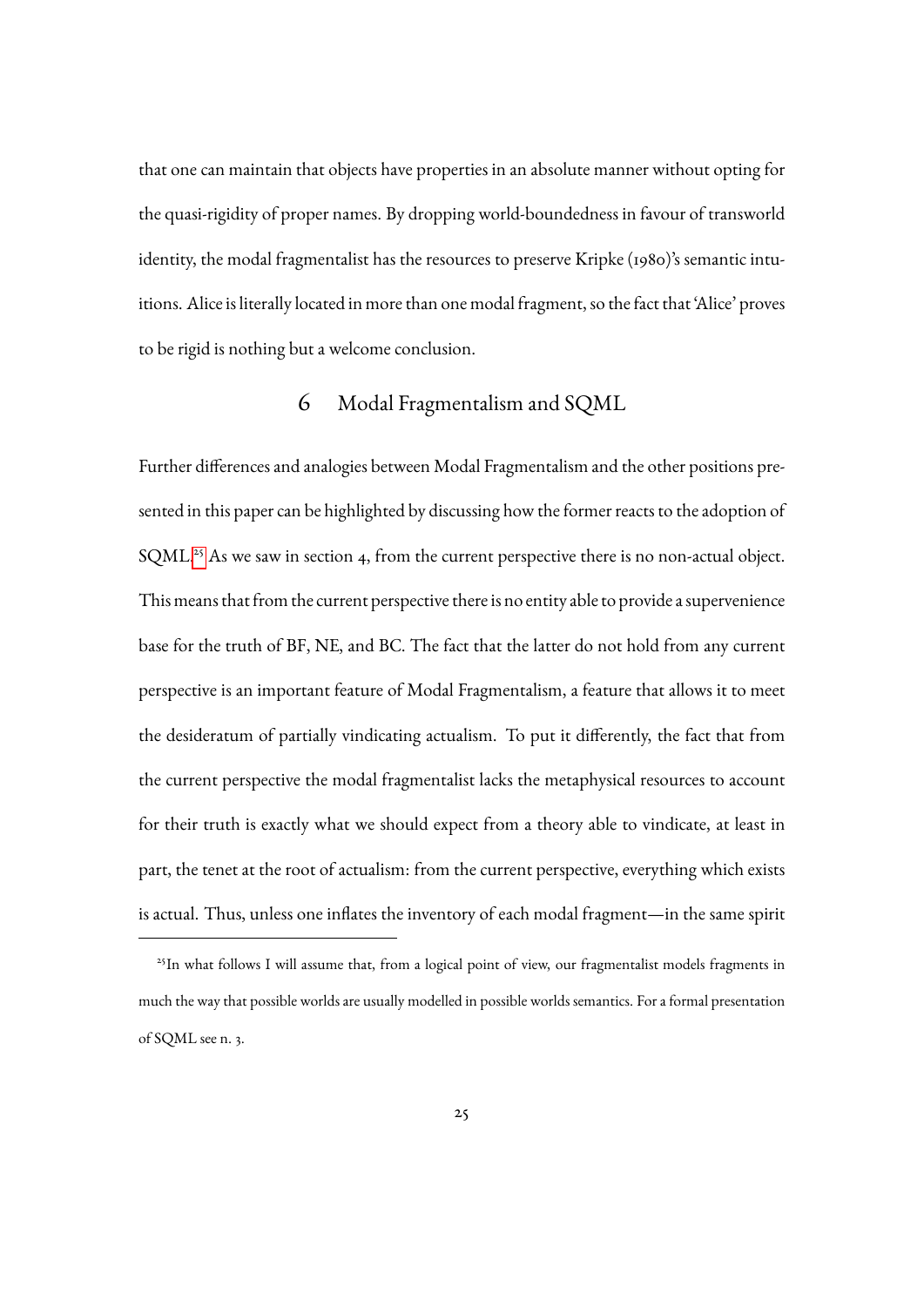that one can maintain that objects have properties in an absolute manner without opting for the quasi-rigidity of proper names. By dropping world-boundedness in favour of transworld identity, the modal fragmentalist has the resources to preserve Kripke (1980)'s semantic intuitions. Alice is literally located in more than one modal fragment, so the fact that 'Alice' proves to be rigid is nothing but a welcome conclusion.

## 6 Modal Fragmentalism and SQML

Further differences and analogies between Modal Fragmentalism and the other positions presented in this paper can be highlighted by discussing how the former reacts to the adoption of SQML.[25] As we saw in section 4, from the current perspective there is no non-actual object. This means that from the current perspective there is no entity able to provide a supervenience base for the truth of BF, NE, and BC. The fact that the latter do not hold from any current perspective is an important feature of Modal Fragmentalism, a feature that allows it to meet the desideratum of partially vindicating actualism. To put it differently, the fact that from the current perspective the modal fragmentalist lacks the metaphysical resources to account for their truth is exactly what we should expect from a theory able to vindicate, at least in part, the tenet at the root of actualism: from the current perspective, everything which exists is actual. Thus, unless one inflates the inventory of each modal fragment—in the same spirit

[25] In what follows I will assume that, from a logical point of view, our fragmentalist models fragments in much the way that possible worlds are usually modelled in possible worlds semantics. For a formal presentation of SQML see n. 3.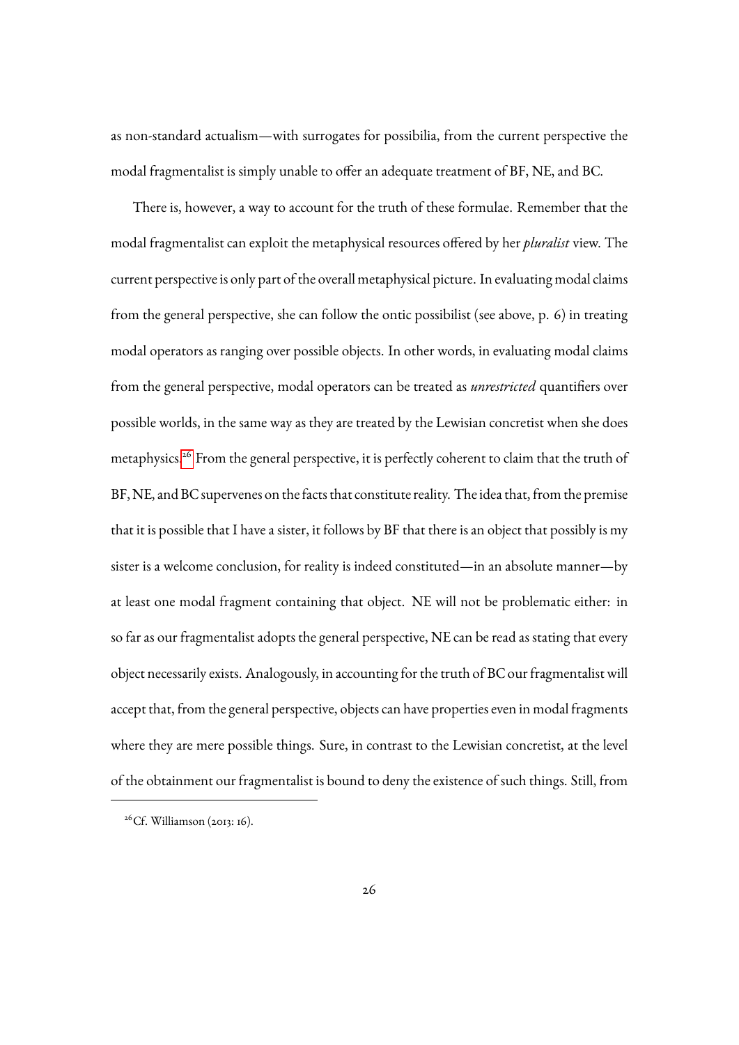as non-standard actualism—with surrogates for possibilia, from the current perspective the modal fragmentalist is simply unable to offer an adequate treatment of BF, NE, and BC.

There is, however, a way to account for the truth of these formulae. Remember that the modal fragmentalist can exploit the metaphysical resources offered by her *pluralist* view. The current perspective is only part of the overall metaphysical picture. In evaluating modal claims from the general perspective, she can follow the ontic possibilist (see above, p. 6) in treating modal operators as ranging over possible objects. In other words, in evaluating modal claims from the general perspective, modal operators can be treated as *unrestricted* quantifiers over possible worlds, in the same way as they are treated by the Lewisian concretist when she does metaphysics.[26] From the general perspective, it is perfectly coherent to claim that the truth of BF, NE, and BC supervenes on the facts that constitute reality. The idea that, from the premise that it is possible that I have a sister, it follows by BF that there is an object that possibly is my sister is a welcome conclusion, for reality is indeed constituted—in an absolute manner—by at least one modal fragment containing that object. NE will not be problematic either: in so far as our fragmentalist adopts the general perspective, NE can be read as stating that every object necessarily exists. Analogously, in accounting for the truth of BC our fragmentalist will accept that, from the general perspective, objects can have properties even in modal fragments where they are mere possible things. Sure, in contrast to the Lewisian concretist, at the level of the obtainment our fragmentalist is bound to deny the existence of such things. Still, from

[26] Cf. Williamson (2013: 16).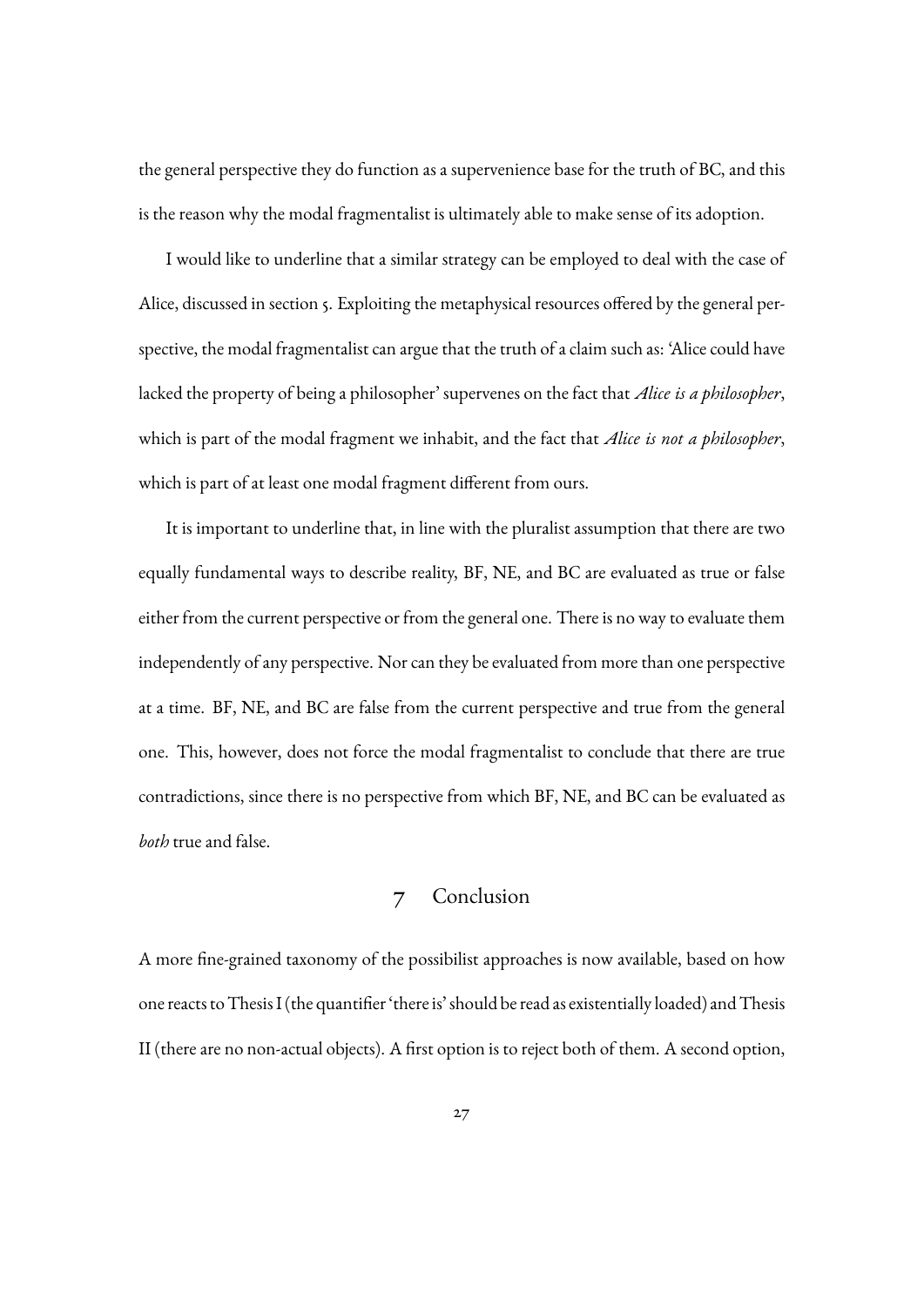the general perspective they do function as a supervenience base for the truth of BC, and this is the reason why the modal fragmentalist is ultimately able to make sense of its adoption.

I would like to underline that a similar strategy can be employed to deal with the case of Alice, discussed in section 5. Exploiting the metaphysical resources offered by the general perspective, the modal fragmentalist can argue that the truth of a claim such as: 'Alice could have lacked the property of being a philosopher' supervenes on the fact that *Alice is a philosopher*, which is part of the modal fragment we inhabit, and the fact that *Alice is not a philosopher*, which is part of at least one modal fragment different from ours.

It is important to underline that, in line with the pluralist assumption that there are two equally fundamental ways to describe reality, BF, NE, and BC are evaluated as true or false either from the current perspective or from the general one. There is no way to evaluate them independently of any perspective. Nor can they be evaluated from more than one perspective at a time. BF, NE, and BC are false from the current perspective and true from the general one. This, however, does not force the modal fragmentalist to conclude that there are true contradictions, since there is no perspective from which BF, NE, and BC can be evaluated as *both* true and false.

## 7 Conclusion

A more fine-grained taxonomy of the possibilist approaches is now available, based on how one reacts to Thesis I (the quantifier 'there is' should be read as existentially loaded) and Thesis II (there are no non-actual objects). A first option is to reject both of them. A second option,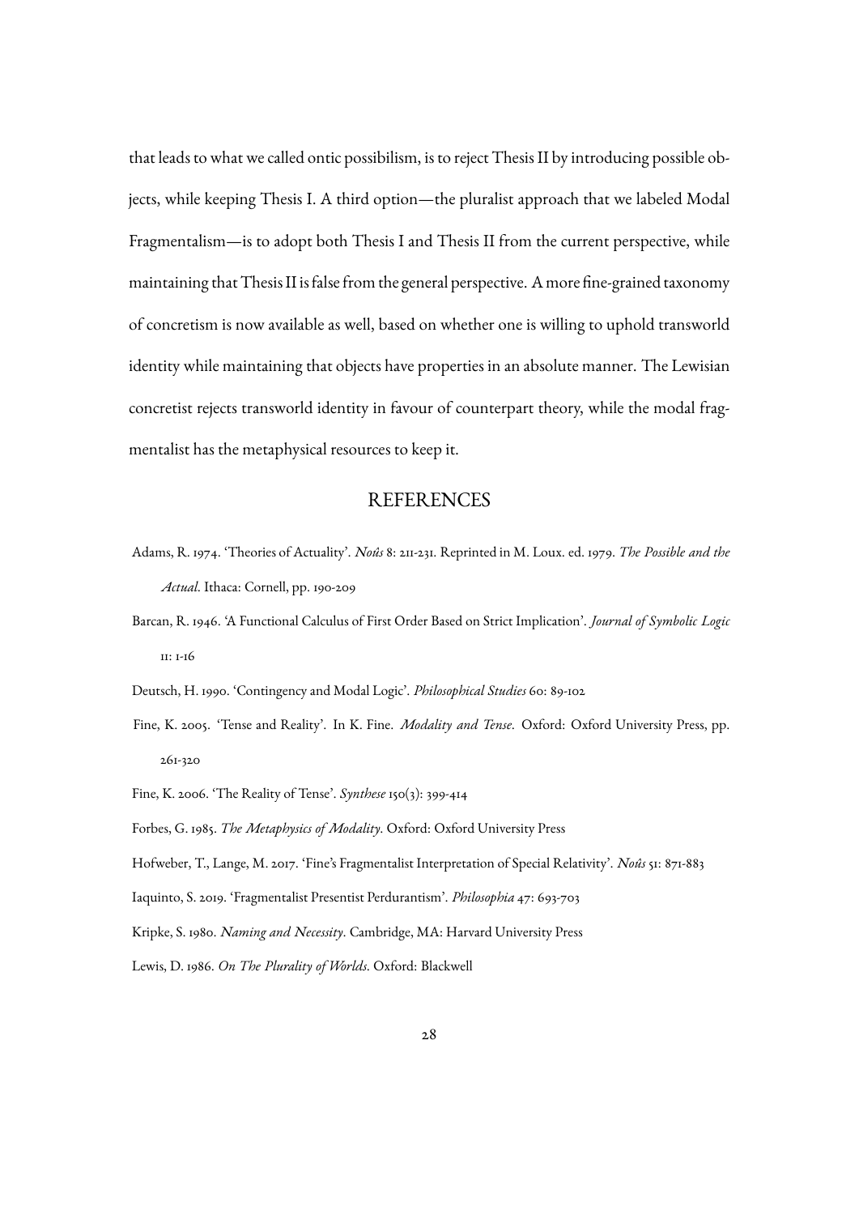that leads to what we called ontic possibilism, is to reject Thesis II by introducing possible objects, while keeping Thesis I. A third option—the pluralist approach that we labeled Modal Fragmentalism—is to adopt both Thesis I and Thesis II from the current perspective, while maintaining that Thesis II is false from the general perspective. A more fine-grained taxonomy of concretism is now available as well, based on whether one is willing to uphold transworld identity while maintaining that objects have properties in an absolute manner. The Lewisian concretist rejects transworld identity in favour of counterpart theory, while the modal fragmentalist has the metaphysical resources to keep it.

## REFERENCES

Adams, R. 1974. 'Theories of Actuality'. *Noûs* 8: 211-231. Reprinted in M. Loux. ed. 1979. *The Possible and the Actual*. Ithaca: Cornell, pp. 190-209

Barcan, R. 1946. 'A Functional Calculus of First Order Based on Strict Implication'. *Journal of Symbolic Logic* 11: 1-16

Deutsch, H. 1990. 'Contingency and Modal Logic'. *Philosophical Studies* 60: 89-102

Fine, K. 2005. 'Tense and Reality'. In K. Fine. *Modality and Tense*. Oxford: Oxford University Press, pp. 261-320

Fine, K. 2006. 'The Reality of Tense'. *Synthese* 150(3): 399-414

Forbes, G. 1985. *The Metaphysics of Modality*. Oxford: Oxford University Press

Hofweber, T., Lange, M. 2017. 'Fine's Fragmentalist Interpretation of Special Relativity'. *Noûs* 51: 871-883

Iaquinto, S. 2019. 'Fragmentalist Presentist Perdurantism'. *Philosophia* 47: 693-703

Kripke, S. 1980. *Naming and Necessity*. Cambridge, MA: Harvard University Press

Lewis, D. 1986. *On The Plurality of Worlds*. Oxford: Blackwell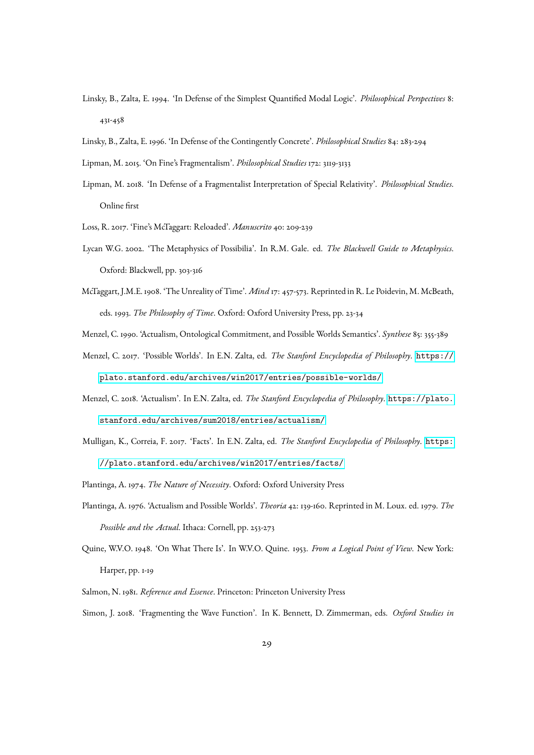Linsky, B., Zalta, E. 1994. 'In Defense of the Simplest Quantified Modal Logic'. *Philosophical Perspectives* 8: 431-458

Linsky, B., Zalta, E. 1996. 'In Defense of the Contingently Concrete'. *Philosophical Studies* 84: 283-294

Lipman, M. 2015. 'On Fine's Fragmentalism'. *Philosophical Studies* 172: 3119-3133

Lipman, M. 2018. 'In Defense of a Fragmentalist Interpretation of Special Relativity'. *Philosophical Studies*. Online first

Loss, R. 2017. 'Fine's McTaggart: Reloaded'. *Manuscrito* 40: 209-239

Lycan W.G. 2002. 'The Metaphysics of Possibilia'. In R.M. Gale. ed. *The Blackwell Guide to Metaphysics*. Oxford: Blackwell, pp. 303-316

McTaggart, J.M.E. 1908. 'The Unreality of Time'. *Mind* 17: 457-573. Reprinted in R. Le Poidevin, M. McBeath, eds. 1993. *The Philosophy of Time*. Oxford: Oxford University Press, pp. 23-34

Menzel, C. 1990. 'Actualism, Ontological Commitment, and Possible Worlds Semantics'. *Synthese* 85: 355-389

Menzel, C. 2017. 'Possible Worlds'. In E.N. Zalta, ed. *The Stanford Encyclopedia of Philosophy*. https://plato.stanford.edu/archives/win2017/entries/possible-worlds/

Menzel, C. 2018. 'Actualism'. In E.N. Zalta, ed. *The Stanford Encyclopedia of Philosophy*. https://plato.stanford.edu/archives/sum2018/entries/actualism/

Mulligan, K., Correia, F. 2017. 'Facts'. In E.N. Zalta, ed. *The Stanford Encyclopedia of Philosophy*. https://plato.stanford.edu/archives/win2017/entries/facts/

Plantinga, A. 1974. *The Nature of Necessity*. Oxford: Oxford University Press

Plantinga, A. 1976. 'Actualism and Possible Worlds'. *Theoria* 42: 139-160. Reprinted in M. Loux. ed. 1979. *The Possible and the Actual*. Ithaca: Cornell, pp. 253-273

Quine, W.V.O. 1948. 'On What There Is'. In W.V.O. Quine. 1953. *From a Logical Point of View*. New York: Harper, pp. 1-19

Salmon, N. 1981. *Reference and Essence*. Princeton: Princeton University Press

Simon, J. 2018. 'Fragmenting the Wave Function'. In K. Bennett, D. Zimmerman, eds. *Oxford Studies in*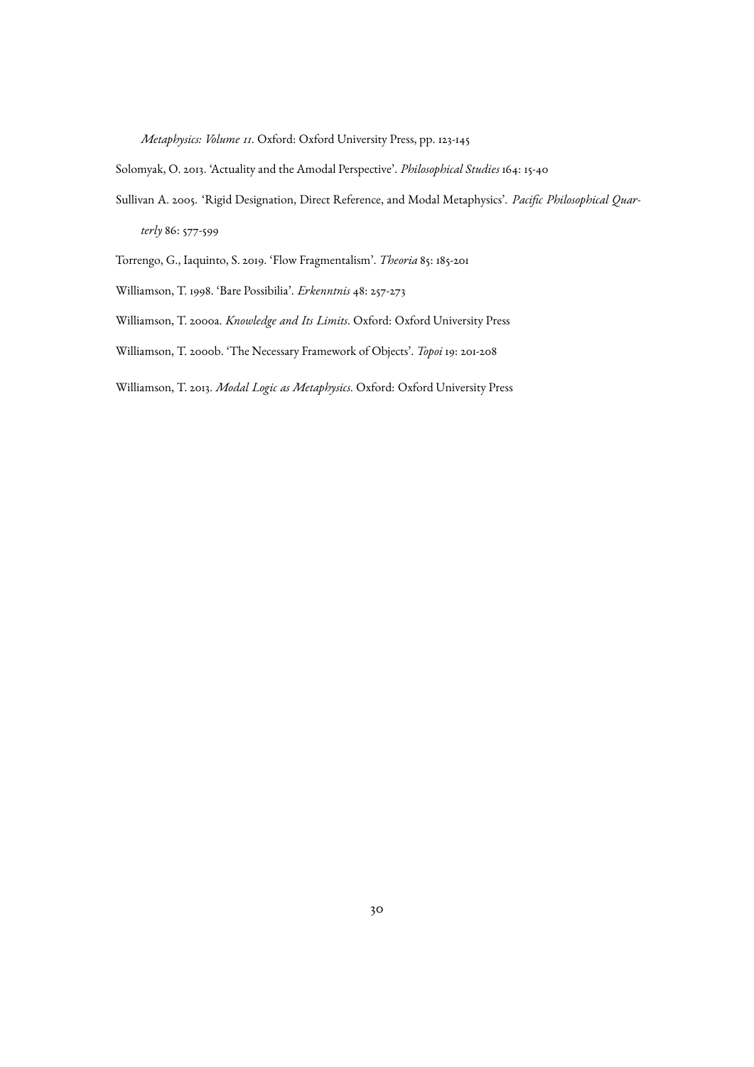*Metaphysics: Volume 11*. Oxford: Oxford University Press, pp. 123-145

Solomyak, O. 2013. 'Actuality and the Amodal Perspective'. *Philosophical Studies* 164: 15-40

Sullivan A. 2005. 'Rigid Designation, Direct Reference, and Modal Metaphysics'. *Pacific Philosophical Quarterly* 86: 577-599

Torrengo, G., Iaquinto, S. 2019. 'Flow Fragmentalism'. *Theoria* 85: 185-201

Williamson, T. 1998. 'Bare Possibilia'. *Erkenntnis* 48: 257-273

Williamson, T. 2000a. *Knowledge and Its Limits*. Oxford: Oxford University Press

Williamson, T. 2000b. 'The Necessary Framework of Objects'. *Topoi* 19: 201-208

Williamson, T. 2013. *Modal Logic as Metaphysics*. Oxford: Oxford University Press